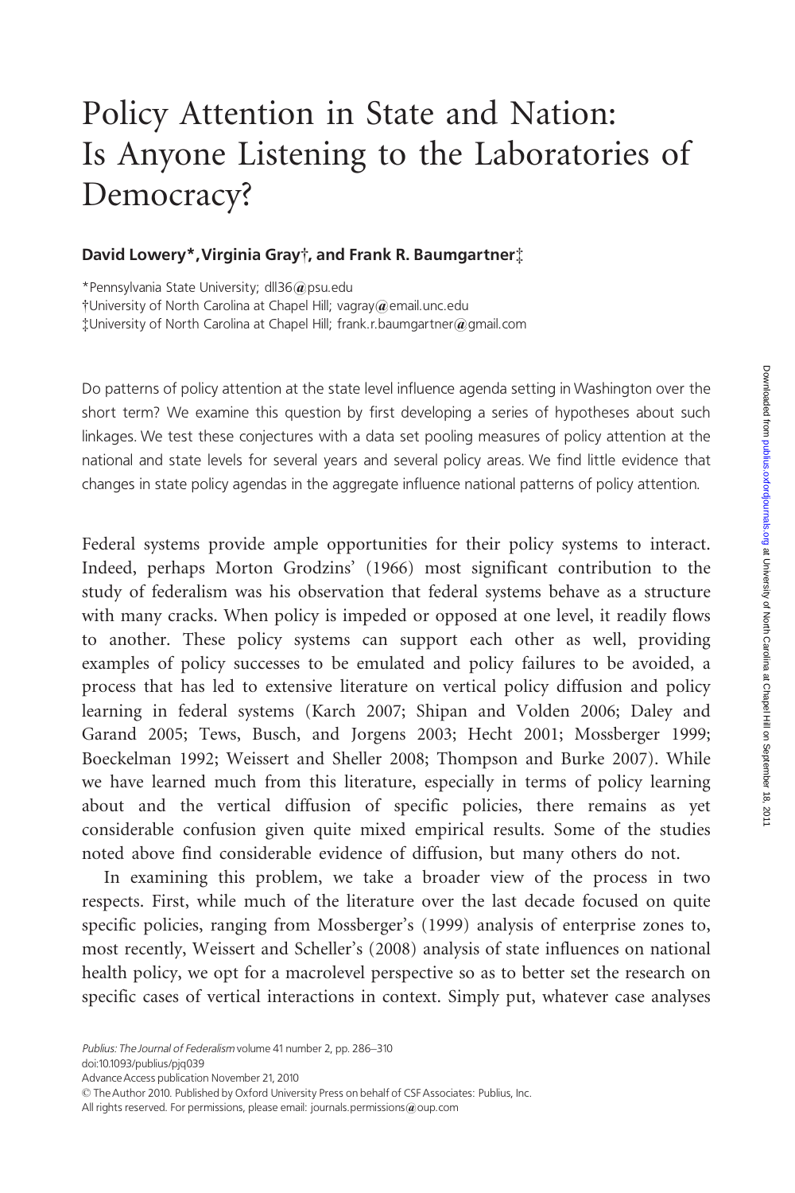# Policy Attention in State and Nation: Is Anyone Listening to the Laboratories of Democracy?

**David Lowery\*, Virginia Gray†, and Frank R. Baumgartner‡**

\*Pennsylvania State University; dll36@psu.edu
†University of North Carolina at Chapel Hill; vagray@email.unc.edu
‡University of North Carolina at Chapel Hill; frank.r.baumgartner@gmail.com

Do patterns of policy attention at the state level influence agenda setting in Washington over the short term? We examine this question by first developing a series of hypotheses about such linkages. We test these conjectures with a data set pooling measures of policy attention at the national and state levels for several years and several policy areas. We find little evidence that changes in state policy agendas in the aggregate influence national patterns of policy attention.

Federal systems provide ample opportunities for their policy systems to interact. Indeed, perhaps Morton Grodzins' (1966) most significant contribution to the study of federalism was his observation that federal systems behave as a structure with many cracks. When policy is impeded or opposed at one level, it readily flows to another. These policy systems can support each other as well, providing examples of policy successes to be emulated and policy failures to be avoided, a process that has led to extensive literature on vertical policy diffusion and policy learning in federal systems (Karch 2007; Shipan and Volden 2006; Daley and Garand 2005; Tews, Busch, and Jorgens 2003; Hecht 2001; Mossberger 1999; Boeckelman 1992; Weissert and Sheller 2008; Thompson and Burke 2007). While we have learned much from this literature, especially in terms of policy learning about and the vertical diffusion of specific policies, there remains as yet considerable confusion given quite mixed empirical results. Some of the studies noted above find considerable evidence of diffusion, but many others do not.

In examining this problem, we take a broader view of the process in two respects. First, while much of the literature over the last decade focused on quite specific policies, ranging from Mossberger's (1999) analysis of enterprise zones to, most recently, Weissert and Scheller's (2008) analysis of state influences on national health policy, we opt for a macrolevel perspective so as to better set the research on specific cases of vertical interactions in context. Simply put, whatever case analyses

doi:10.1093/publius/pjq039
Advance Access publication November 21, 2010
© The Author 2010. Published by Oxford University Press on behalf of CSF Associates: Publius, Inc.
All rights reserved. For permissions, please email: journals.permissions@oup.com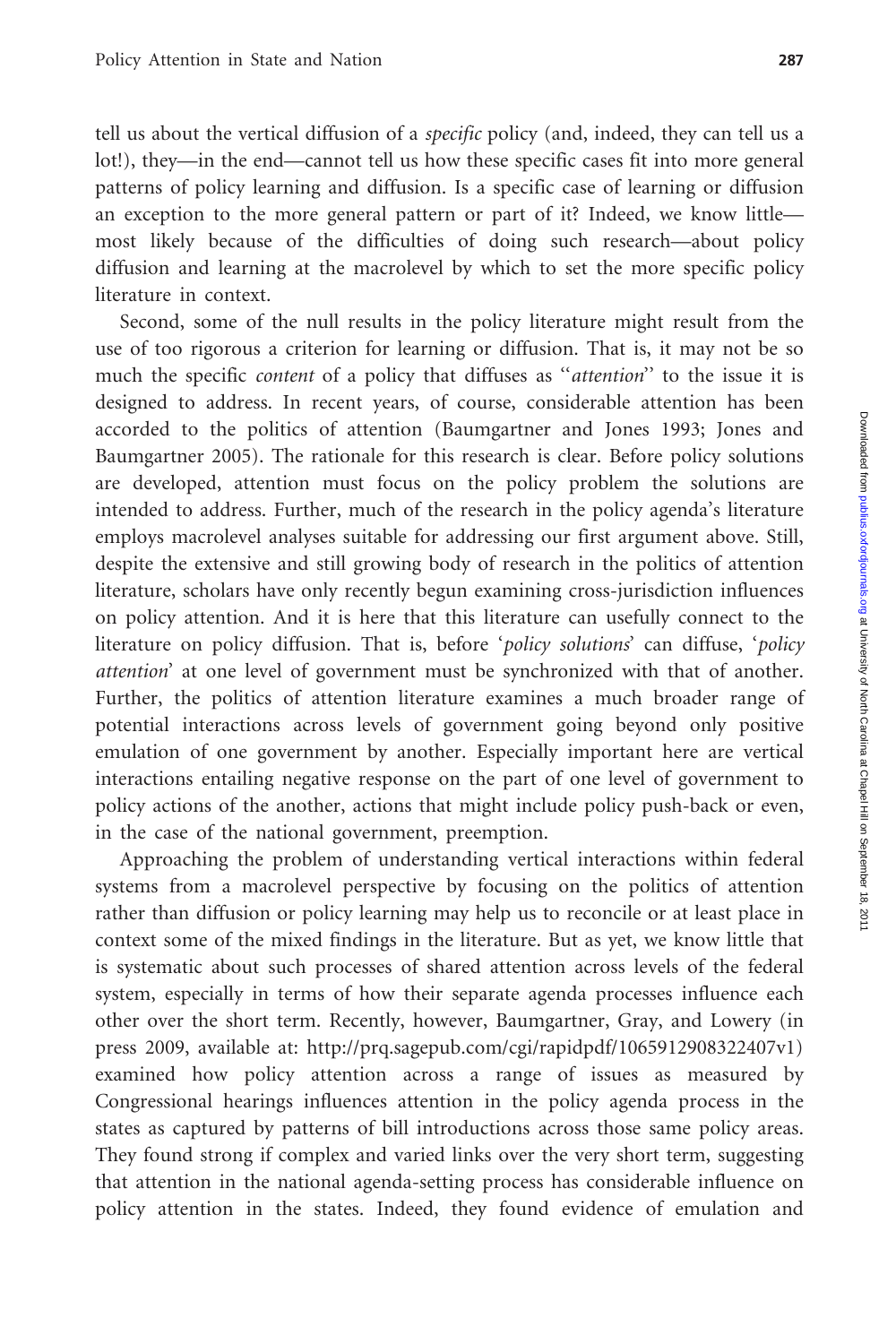tell us about the vertical diffusion of a *specific* policy (and, indeed, they can tell us a lot!), they—in the end—cannot tell us how these specific cases fit into more general patterns of policy learning and diffusion. Is a specific case of learning or diffusion an exception to the more general pattern or part of it? Indeed, we know little—most likely because of the difficulties of doing such research—about policy diffusion and learning at the macrolevel by which to set the more specific policy literature in context.

Second, some of the null results in the policy literature might result from the use of too rigorous a criterion for learning or diffusion. That is, it may not be so much the specific *content* of a policy that diffuses as ''*attention*'' to the issue it is designed to address. In recent years, of course, considerable attention has been accorded to the politics of attention (Baumgartner and Jones 1993; Jones and Baumgartner 2005). The rationale for this research is clear. Before policy solutions are developed, attention must focus on the policy problem the solutions are intended to address. Further, much of the research in the policy agenda's literature employs macrolevel analyses suitable for addressing our first argument above. Still, despite the extensive and still growing body of research in the politics of attention literature, scholars have only recently begun examining cross-jurisdiction influences on policy attention. And it is here that this literature can usefully connect to the literature on policy diffusion. That is, before '*policy solutions*' can diffuse, '*policy attention*' at one level of government must be synchronized with that of another. Further, the politics of attention literature examines a much broader range of potential interactions across levels of government going beyond only positive emulation of one government by another. Especially important here are vertical interactions entailing negative response on the part of one level of government to policy actions of the another, actions that might include policy push-back or even, in the case of the national government, preemption.

Approaching the problem of understanding vertical interactions within federal systems from a macrolevel perspective by focusing on the politics of attention rather than diffusion or policy learning may help us to reconcile or at least place in context some of the mixed findings in the literature. But as yet, we know little that is systematic about such processes of shared attention across levels of the federal system, especially in terms of how their separate agenda processes influence each other over the short term. Recently, however, Baumgartner, Gray, and Lowery (in press 2009, available at: http://prq.sagepub.com/cgi/rapidpdf/1065912908322407v1) examined how policy attention across a range of issues as measured by Congressional hearings influences attention in the policy agenda process in the states as captured by patterns of bill introductions across those same policy areas. They found strong if complex and varied links over the very short term, suggesting that attention in the national agenda-setting process has considerable influence on policy attention in the states. Indeed, they found evidence of emulation and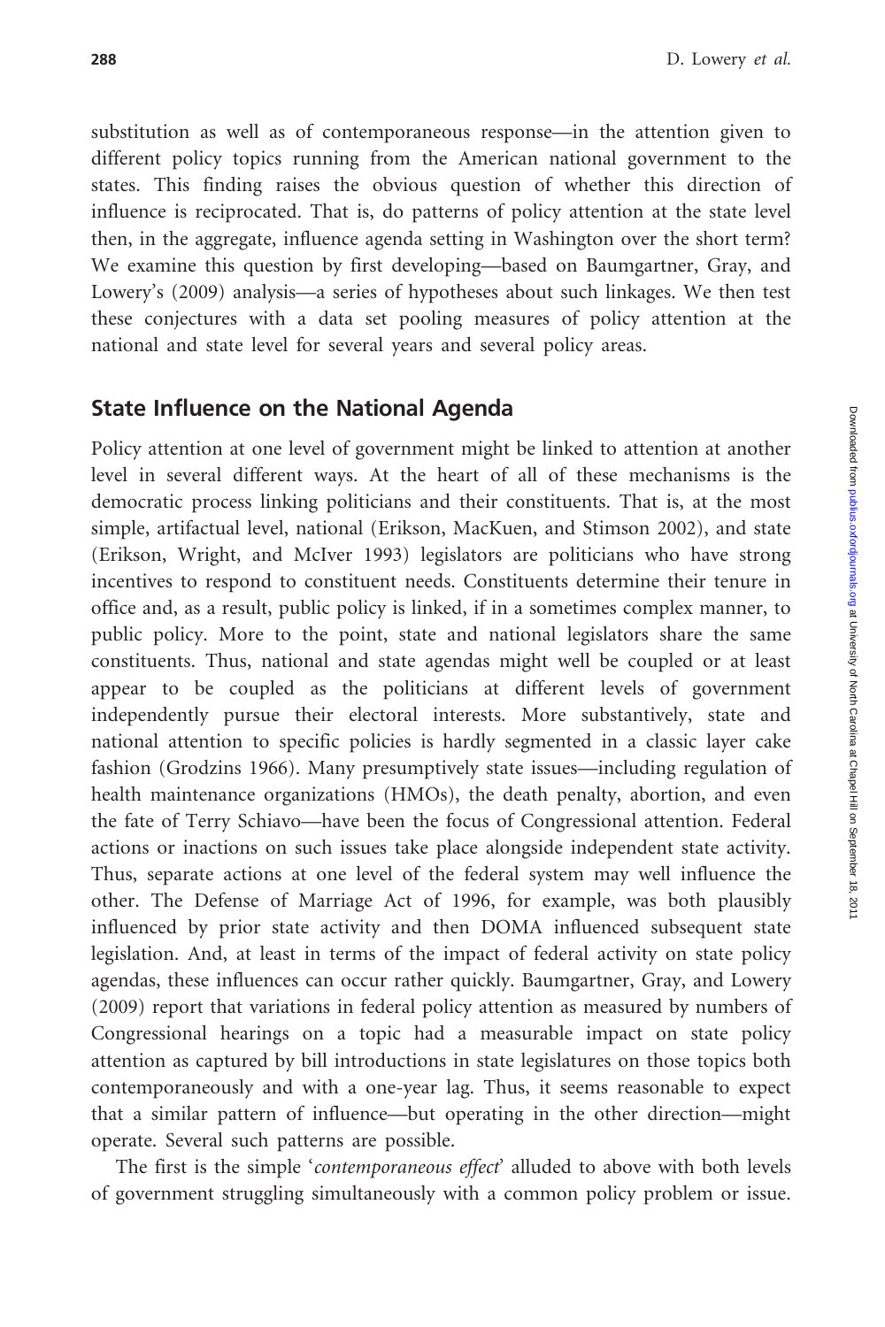substitution as well as of contemporaneous response—in the attention given to different policy topics running from the American national government to the states. This finding raises the obvious question of whether this direction of influence is reciprocated. That is, do patterns of policy attention at the state level then, in the aggregate, influence agenda setting in Washington over the short term? We examine this question by first developing—based on Baumgartner, Gray, and Lowery's (2009) analysis—a series of hypotheses about such linkages. We then test these conjectures with a data set pooling measures of policy attention at the national and state level for several years and several policy areas.

## State Influence on the National Agenda

Policy attention at one level of government might be linked to attention at another level in several different ways. At the heart of all of these mechanisms is the democratic process linking politicians and their constituents. That is, at the most simple, artifactual level, national (Erikson, MacKuen, and Stimson 2002), and state (Erikson, Wright, and McIver 1993) legislators are politicians who have strong incentives to respond to constituent needs. Constituents determine their tenure in office and, as a result, public policy is linked, if in a sometimes complex manner, to public policy. More to the point, state and national legislators share the same constituents. Thus, national and state agendas might well be coupled or at least appear to be coupled as the politicians at different levels of government independently pursue their electoral interests. More substantively, state and national attention to specific policies is hardly segmented in a classic layer cake fashion (Grodzins 1966). Many presumptively state issues—including regulation of health maintenance organizations (HMOs), the death penalty, abortion, and even the fate of Terry Schiavo—have been the focus of Congressional attention. Federal actions or inactions on such issues take place alongside independent state activity. Thus, separate actions at one level of the federal system may well influence the other. The Defense of Marriage Act of 1996, for example, was both plausibly influenced by prior state activity and then DOMA influenced subsequent state legislation. And, at least in terms of the impact of federal activity on state policy agendas, these influences can occur rather quickly. Baumgartner, Gray, and Lowery (2009) report that variations in federal policy attention as measured by numbers of Congressional hearings on a topic had a measurable impact on state policy attention as captured by bill introductions in state legislatures on those topics both contemporaneously and with a one-year lag. Thus, it seems reasonable to expect that a similar pattern of influence—but operating in the other direction—might operate. Several such patterns are possible.

The first is the simple '*contemporaneous effect*' alluded to above with both levels of government struggling simultaneously with a common policy problem or issue.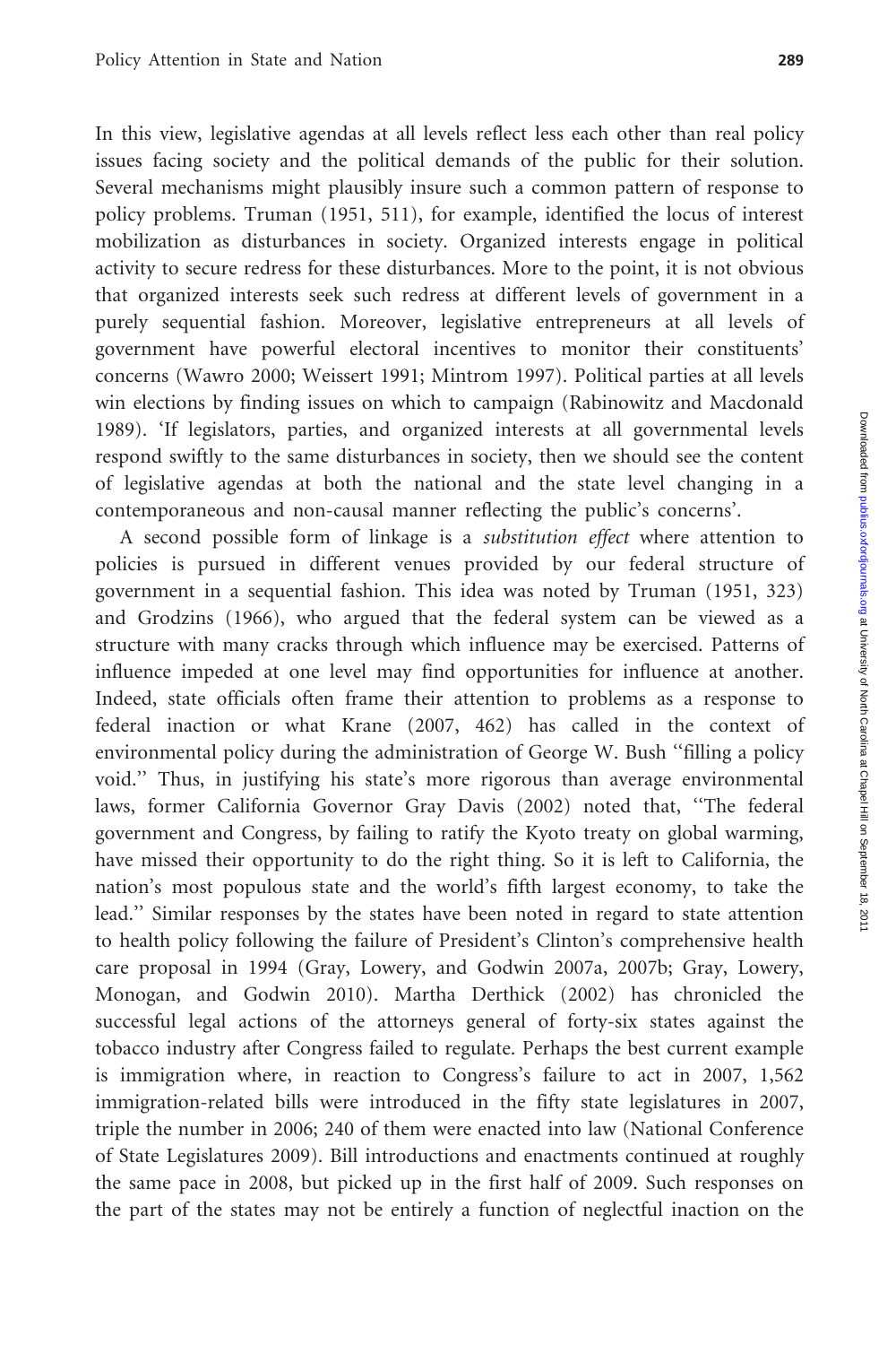In this view, legislative agendas at all levels reflect less each other than real policy issues facing society and the political demands of the public for their solution. Several mechanisms might plausibly insure such a common pattern of response to policy problems. Truman (1951, 511), for example, identified the locus of interest mobilization as disturbances in society. Organized interests engage in political activity to secure redress for these disturbances. More to the point, it is not obvious that organized interests seek such redress at different levels of government in a purely sequential fashion. Moreover, legislative entrepreneurs at all levels of government have powerful electoral incentives to monitor their constituents' concerns (Wawro 2000; Weissert 1991; Mintrom 1997). Political parties at all levels win elections by finding issues on which to campaign (Rabinowitz and Macdonald 1989). 'If legislators, parties, and organized interests at all governmental levels respond swiftly to the same disturbances in society, then we should see the content of legislative agendas at both the national and the state level changing in a contemporaneous and non-causal manner reflecting the public's concerns'.

A second possible form of linkage is a *substitution effect* where attention to policies is pursued in different venues provided by our federal structure of government in a sequential fashion. This idea was noted by Truman (1951, 323) and Grodzins (1966), who argued that the federal system can be viewed as a structure with many cracks through which influence may be exercised. Patterns of influence impeded at one level may find opportunities for influence at another. Indeed, state officials often frame their attention to problems as a response to federal inaction or what Krane (2007, 462) has called in the context of environmental policy during the administration of George W. Bush "filling a policy void." Thus, in justifying his state's more rigorous than average environmental laws, former California Governor Gray Davis (2002) noted that, "The federal government and Congress, by failing to ratify the Kyoto treaty on global warming, have missed their opportunity to do the right thing. So it is left to California, the nation's most populous state and the world's fifth largest economy, to take the lead." Similar responses by the states have been noted in regard to state attention to health policy following the failure of President's Clinton's comprehensive health care proposal in 1994 (Gray, Lowery, and Godwin 2007a, 2007b; Gray, Lowery, Monogan, and Godwin 2010). Martha Derthick (2002) has chronicled the successful legal actions of the attorneys general of forty-six states against the tobacco industry after Congress failed to regulate. Perhaps the best current example is immigration where, in reaction to Congress's failure to act in 2007, 1,562 immigration-related bills were introduced in the fifty state legislatures in 2007, triple the number in 2006; 240 of them were enacted into law (National Conference of State Legislatures 2009). Bill introductions and enactments continued at roughly the same pace in 2008, but picked up in the first half of 2009. Such responses on the part of the states may not be entirely a function of neglectful inaction on the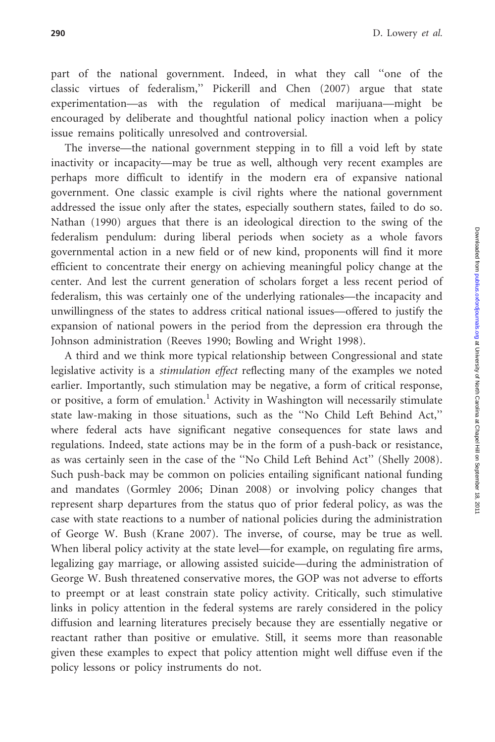part of the national government. Indeed, in what they call ''one of the classic virtues of federalism,'' Pickerill and Chen (2007) argue that state experimentation—as with the regulation of medical marijuana—might be encouraged by deliberate and thoughtful national policy inaction when a policy issue remains politically unresolved and controversial.

The inverse—the national government stepping in to fill a void left by state inactivity or incapacity—may be true as well, although very recent examples are perhaps more difficult to identify in the modern era of expansive national government. One classic example is civil rights where the national government addressed the issue only after the states, especially southern states, failed to do so. Nathan (1990) argues that there is an ideological direction to the swing of the federalism pendulum: during liberal periods when society as a whole favors governmental action in a new field or of new kind, proponents will find it more efficient to concentrate their energy on achieving meaningful policy change at the center. And lest the current generation of scholars forget a less recent period of federalism, this was certainly one of the underlying rationales—the incapacity and unwillingness of the states to address critical national issues—offered to justify the expansion of national powers in the period from the depression era through the Johnson administration (Reeves 1990; Bowling and Wright 1998).

A third and we think more typical relationship between Congressional and state legislative activity is a *stimulation effect* reflecting many of the examples we noted earlier. Importantly, such stimulation may be negative, a form of critical response, or positive, a form of emulation.[1] Activity in Washington will necessarily stimulate state law-making in those situations, such as the ''No Child Left Behind Act,'' where federal acts have significant negative consequences for state laws and regulations. Indeed, state actions may be in the form of a push-back or resistance, as was certainly seen in the case of the ''No Child Left Behind Act'' (Shelly 2008). Such push-back may be common on policies entailing significant national funding and mandates (Gormley 2006; Dinan 2008) or involving policy changes that represent sharp departures from the status quo of prior federal policy, as was the case with state reactions to a number of national policies during the administration of George W. Bush (Krane 2007). The inverse, of course, may be true as well. When liberal policy activity at the state level—for example, on regulating fire arms, legalizing gay marriage, or allowing assisted suicide—during the administration of George W. Bush threatened conservative mores, the GOP was not adverse to efforts to preempt or at least constrain state policy activity. Critically, such stimulative links in policy attention in the federal systems are rarely considered in the policy diffusion and learning literatures precisely because they are essentially negative or reactant rather than positive or emulative. Still, it seems more than reasonable given these examples to expect that policy attention might well diffuse even if the policy lessons or policy instruments do not.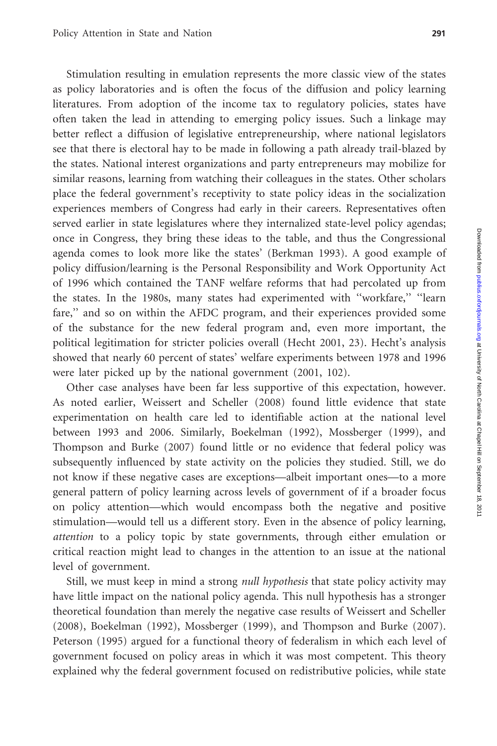Stimulation resulting in emulation represents the more classic view of the states as policy laboratories and is often the focus of the diffusion and policy learning literatures. From adoption of the income tax to regulatory policies, states have often taken the lead in attending to emerging policy issues. Such a linkage may better reflect a diffusion of legislative entrepreneurship, where national legislators see that there is electoral hay to be made in following a path already trail-blazed by the states. National interest organizations and party entrepreneurs may mobilize for similar reasons, learning from watching their colleagues in the states. Other scholars place the federal government's receptivity to state policy ideas in the socialization experiences members of Congress had early in their careers. Representatives often served earlier in state legislatures where they internalized state-level policy agendas; once in Congress, they bring these ideas to the table, and thus the Congressional agenda comes to look more like the states' (Berkman 1993). A good example of policy diffusion/learning is the Personal Responsibility and Work Opportunity Act of 1996 which contained the TANF welfare reforms that had percolated up from the states. In the 1980s, many states had experimented with "workfare," "learn fare," and so on within the AFDC program, and their experiences provided some of the substance for the new federal program and, even more important, the political legitimation for stricter policies overall (Hecht 2001, 23). Hecht's analysis showed that nearly 60 percent of states' welfare experiments between 1978 and 1996 were later picked up by the national government (2001, 102).

Other case analyses have been far less supportive of this expectation, however. As noted earlier, Weissert and Scheller (2008) found little evidence that state experimentation on health care led to identifiable action at the national level between 1993 and 2006. Similarly, Boekelman (1992), Mossberger (1999), and Thompson and Burke (2007) found little or no evidence that federal policy was subsequently influenced by state activity on the policies they studied. Still, we do not know if these negative cases are exceptions—albeit important ones—to a more general pattern of policy learning across levels of government of if a broader focus on policy attention—which would encompass both the negative and positive stimulation—would tell us a different story. Even in the absence of policy learning, *attention* to a policy topic by state governments, through either emulation or critical reaction might lead to changes in the attention to an issue at the national level of government.

Still, we must keep in mind a strong *null hypothesis* that state policy activity may have little impact on the national policy agenda. This null hypothesis has a stronger theoretical foundation than merely the negative case results of Weissert and Scheller (2008), Boekelman (1992), Mossberger (1999), and Thompson and Burke (2007). Peterson (1995) argued for a functional theory of federalism in which each level of government focused on policy areas in which it was most competent. This theory explained why the federal government focused on redistributive policies, while state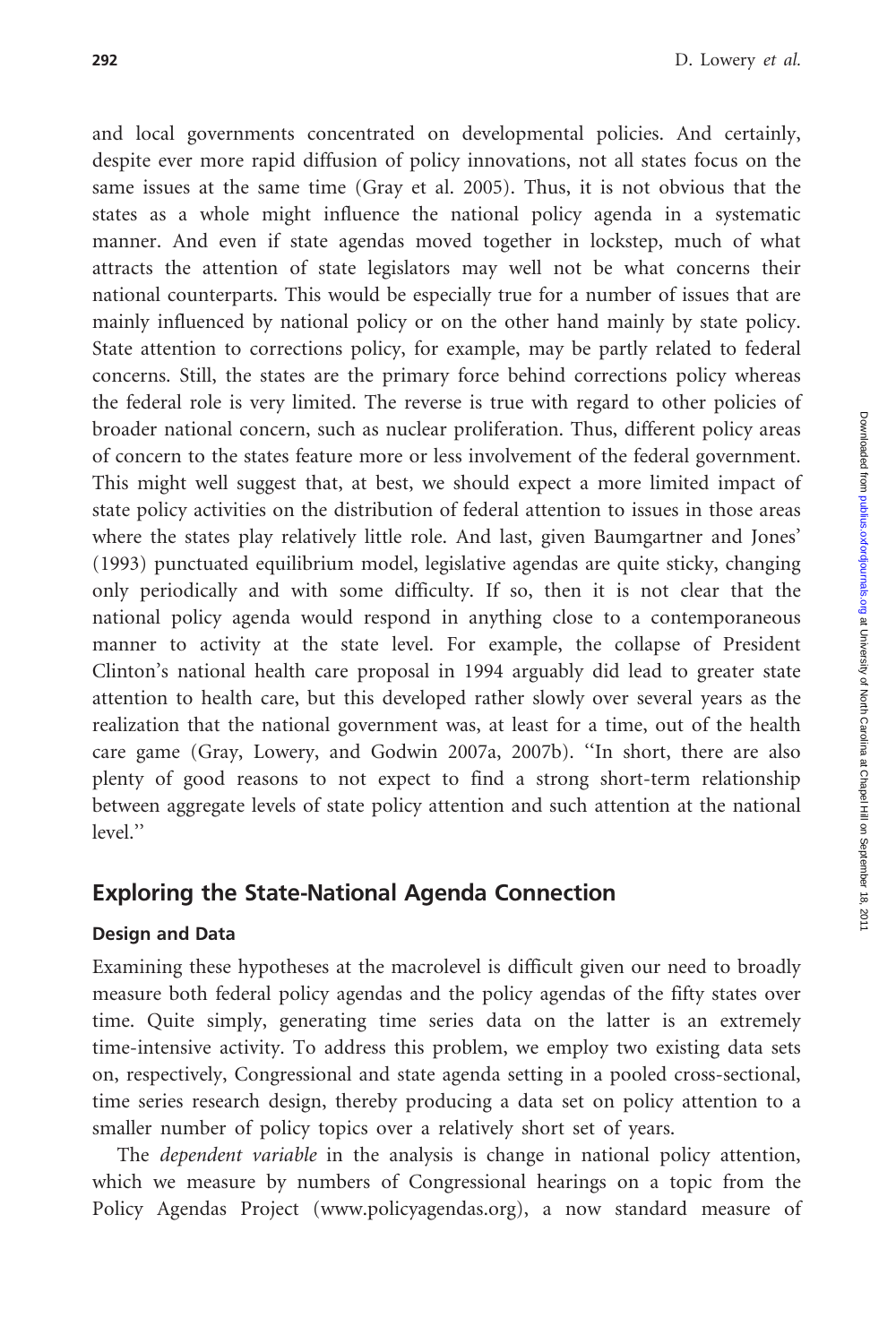and local governments concentrated on developmental policies. And certainly, despite ever more rapid diffusion of policy innovations, not all states focus on the same issues at the same time (Gray et al. 2005). Thus, it is not obvious that the states as a whole might influence the national policy agenda in a systematic manner. And even if state agendas moved together in lockstep, much of what attracts the attention of state legislators may well not be what concerns their national counterparts. This would be especially true for a number of issues that are mainly influenced by national policy or on the other hand mainly by state policy. State attention to corrections policy, for example, may be partly related to federal concerns. Still, the states are the primary force behind corrections policy whereas the federal role is very limited. The reverse is true with regard to other policies of broader national concern, such as nuclear proliferation. Thus, different policy areas of concern to the states feature more or less involvement of the federal government. This might well suggest that, at best, we should expect a more limited impact of state policy activities on the distribution of federal attention to issues in those areas where the states play relatively little role. And last, given Baumgartner and Jones' (1993) punctuated equilibrium model, legislative agendas are quite sticky, changing only periodically and with some difficulty. If so, then it is not clear that the national policy agenda would respond in anything close to a contemporaneous manner to activity at the state level. For example, the collapse of President Clinton's national health care proposal in 1994 arguably did lead to greater state attention to health care, but this developed rather slowly over several years as the realization that the national government was, at least for a time, out of the health care game (Gray, Lowery, and Godwin 2007a, 2007b). "In short, there are also plenty of good reasons to not expect to find a strong short-term relationship between aggregate levels of state policy attention and such attention at the national level."

## Exploring the State-National Agenda Connection

### Design and Data

Examining these hypotheses at the macrolevel is difficult given our need to broadly measure both federal policy agendas and the policy agendas of the fifty states over time. Quite simply, generating time series data on the latter is an extremely time-intensive activity. To address this problem, we employ two existing data sets on, respectively, Congressional and state agenda setting in a pooled cross-sectional, time series research design, thereby producing a data set on policy attention to a smaller number of policy topics over a relatively short set of years.

The *dependent variable* in the analysis is change in national policy attention, which we measure by numbers of Congressional hearings on a topic from the Policy Agendas Project (www.policyagendas.org), a now standard measure of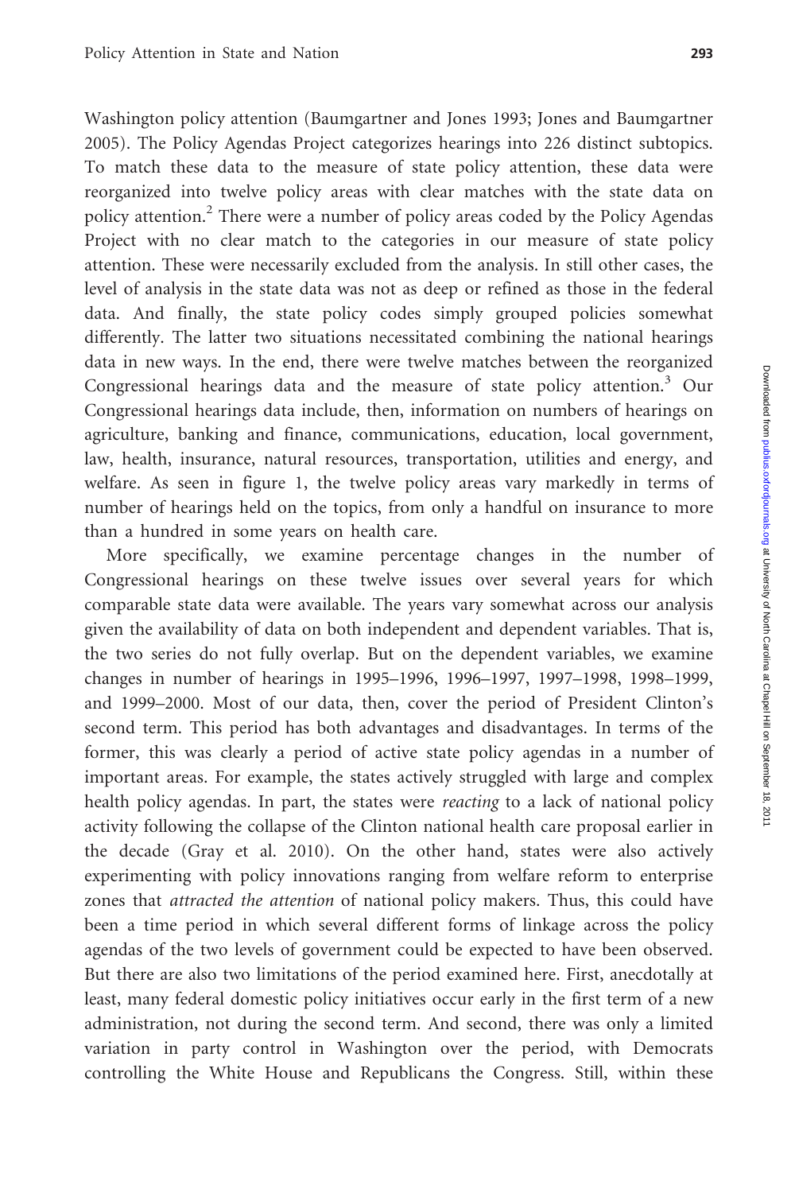Washington policy attention (Baumgartner and Jones 1993; Jones and Baumgartner 2005). The Policy Agendas Project categorizes hearings into 226 distinct subtopics. To match these data to the measure of state policy attention, these data were reorganized into twelve policy areas with clear matches with the state data on policy attention.[2] There were a number of policy areas coded by the Policy Agendas Project with no clear match to the categories in our measure of state policy attention. These were necessarily excluded from the analysis. In still other cases, the level of analysis in the state data was not as deep or refined as those in the federal data. And finally, the state policy codes simply grouped policies somewhat differently. The latter two situations necessitated combining the national hearings data in new ways. In the end, there were twelve matches between the reorganized Congressional hearings data and the measure of state policy attention.[3] Our Congressional hearings data include, then, information on numbers of hearings on agriculture, banking and finance, communications, education, local government, law, health, insurance, natural resources, transportation, utilities and energy, and welfare. As seen in figure 1, the twelve policy areas vary markedly in terms of number of hearings held on the topics, from only a handful on insurance to more than a hundred in some years on health care.

More specifically, we examine percentage changes in the number of Congressional hearings on these twelve issues over several years for which comparable state data were available. The years vary somewhat across our analysis given the availability of data on both independent and dependent variables. That is, the two series do not fully overlap. But on the dependent variables, we examine changes in number of hearings in 1995–1996, 1996–1997, 1997–1998, 1998–1999, and 1999–2000. Most of our data, then, cover the period of President Clinton's second term. This period has both advantages and disadvantages. In terms of the former, this was clearly a period of active state policy agendas in a number of important areas. For example, the states actively struggled with large and complex health policy agendas. In part, the states were *reacting* to a lack of national policy activity following the collapse of the Clinton national health care proposal earlier in the decade (Gray et al. 2010). On the other hand, states were also actively experimenting with policy innovations ranging from welfare reform to enterprise zones that *attracted the attention* of national policy makers. Thus, this could have been a time period in which several different forms of linkage across the policy agendas of the two levels of government could be expected to have been observed. But there are also two limitations of the period examined here. First, anecdotally at least, many federal domestic policy initiatives occur early in the first term of a new administration, not during the second term. And second, there was only a limited variation in party control in Washington over the period, with Democrats controlling the White House and Republicans the Congress. Still, within these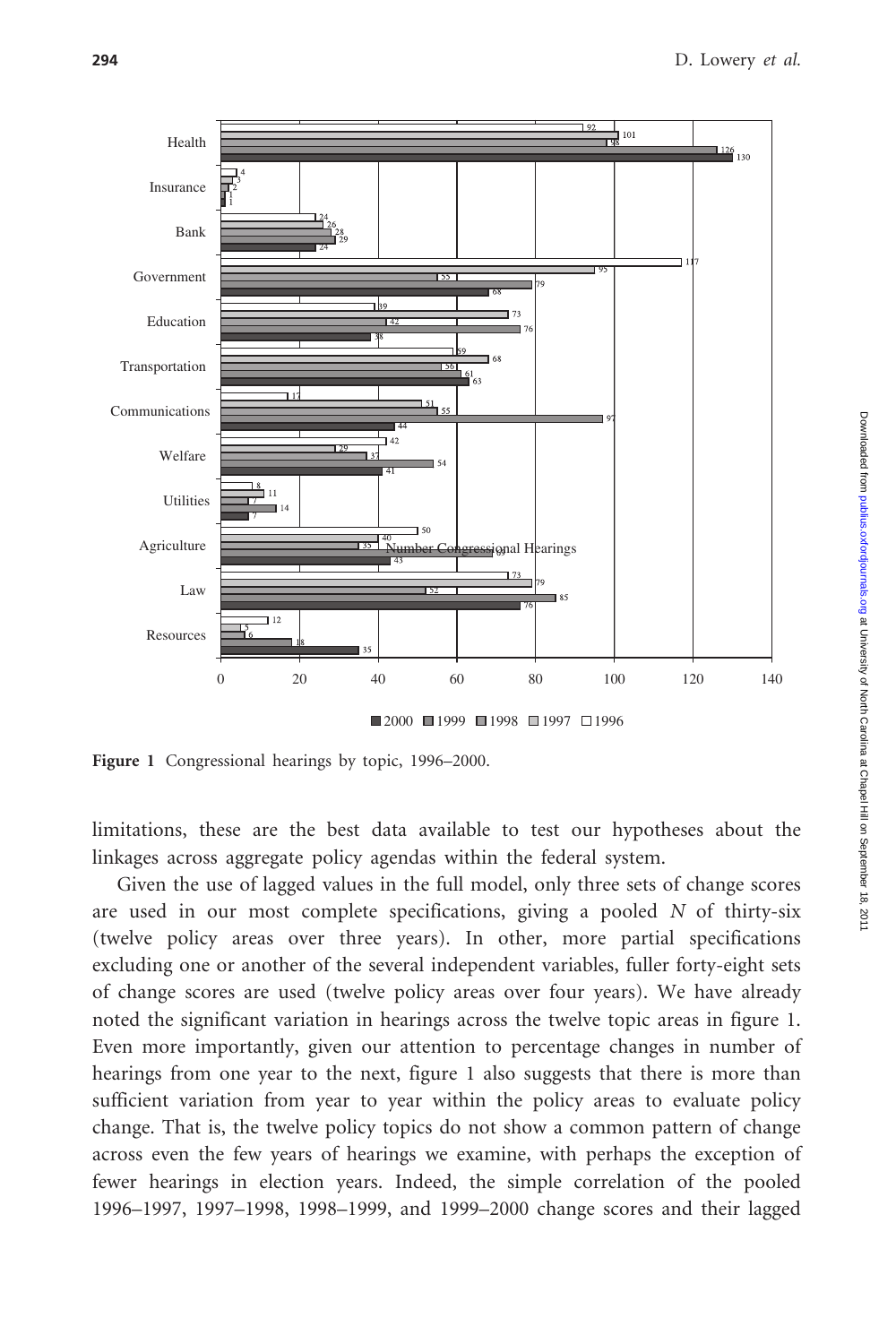Figure 1 Congressional hearings by topic, 1996–2000.

limitations, these are the best data available to test our hypotheses about the linkages across aggregate policy agendas within the federal system.

Given the use of lagged values in the full model, only three sets of change scores are used in our most complete specifications, giving a pooled $N$ of thirty-six (twelve policy areas over three years). In other, more partial specifications excluding one or another of the several independent variables, fuller forty-eight sets of change scores are used (twelve policy areas over four years). We have already noted the significant variation in hearings across the twelve topic areas in figure 1. Even more importantly, given our attention to percentage changes in number of hearings from one year to the next, figure 1 also suggests that there is more than sufficient variation from year to year within the policy areas to evaluate policy change. That is, the twelve policy topics do not show a common pattern of change across even the few years of hearings we examine, with perhaps the exception of fewer hearings in election years. Indeed, the simple correlation of the pooled 1996–1997, 1997–1998, 1998–1999, and 1999–2000 change scores and their lagged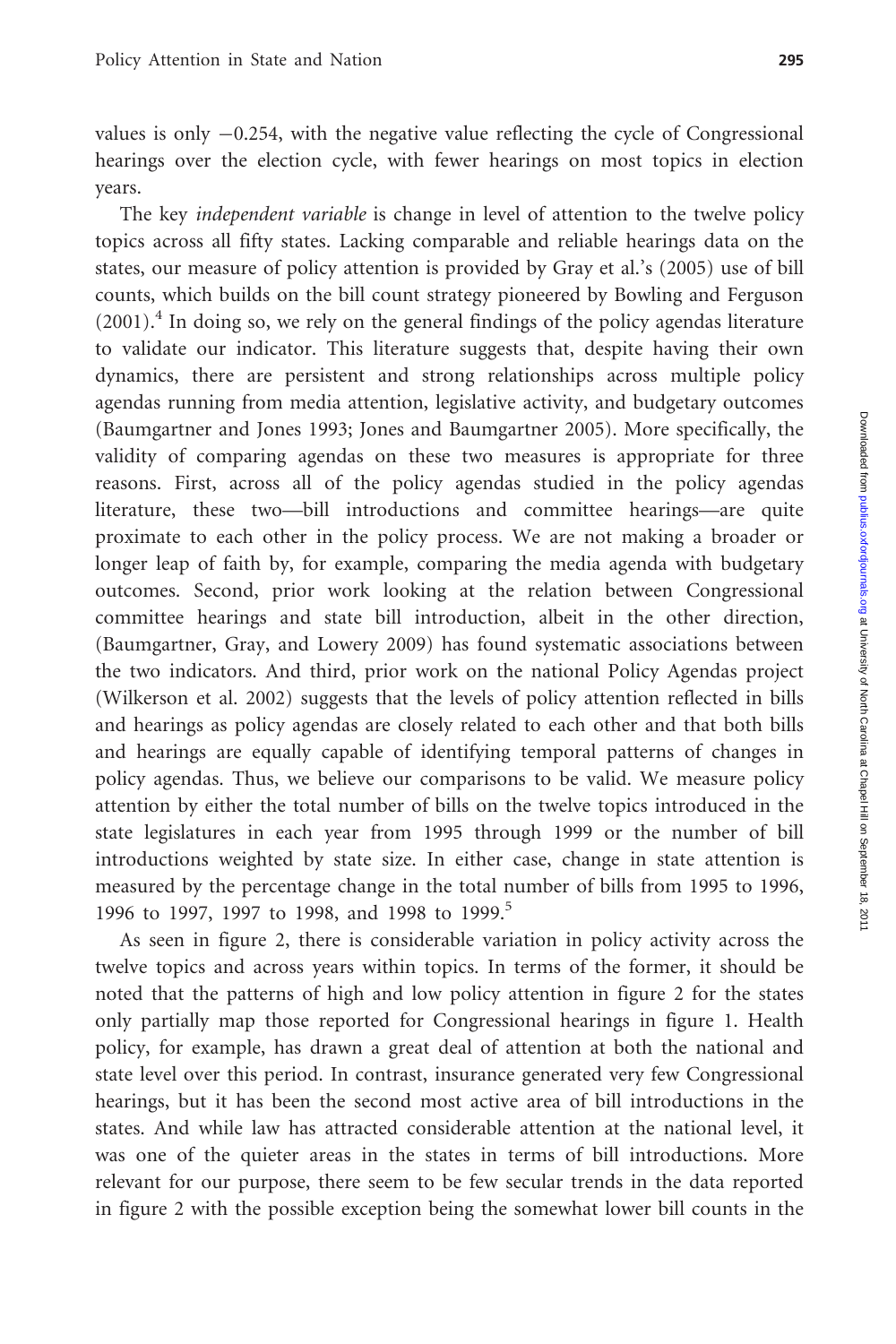values is only −0.254, with the negative value reflecting the cycle of Congressional hearings over the election cycle, with fewer hearings on most topics in election years.

The key *independent variable* is change in level of attention to the twelve policy topics across all fifty states. Lacking comparable and reliable hearings data on the states, our measure of policy attention is provided by Gray et al.'s (2005) use of bill counts, which builds on the bill count strategy pioneered by Bowling and Ferguson (2001).[4] In doing so, we rely on the general findings of the policy agendas literature to validate our indicator. This literature suggests that, despite having their own dynamics, there are persistent and strong relationships across multiple policy agendas running from media attention, legislative activity, and budgetary outcomes (Baumgartner and Jones 1993; Jones and Baumgartner 2005). More specifically, the validity of comparing agendas on these two measures is appropriate for three reasons. First, across all of the policy agendas studied in the policy agendas literature, these two—bill introductions and committee hearings—are quite proximate to each other in the policy process. We are not making a broader or longer leap of faith by, for example, comparing the media agenda with budgetary outcomes. Second, prior work looking at the relation between Congressional committee hearings and state bill introduction, albeit in the other direction, (Baumgartner, Gray, and Lowery 2009) has found systematic associations between the two indicators. And third, prior work on the national Policy Agendas project (Wilkerson et al. 2002) suggests that the levels of policy attention reflected in bills and hearings as policy agendas are closely related to each other and that both bills and hearings are equally capable of identifying temporal patterns of changes in policy agendas. Thus, we believe our comparisons to be valid. We measure policy attention by either the total number of bills on the twelve topics introduced in the state legislatures in each year from 1995 through 1999 or the number of bill introductions weighted by state size. In either case, change in state attention is measured by the percentage change in the total number of bills from 1995 to 1996, 1996 to 1997, 1997 to 1998, and 1998 to 1999.[5]

As seen in figure 2, there is considerable variation in policy activity across the twelve topics and across years within topics. In terms of the former, it should be noted that the patterns of high and low policy attention in figure 2 for the states only partially map those reported for Congressional hearings in figure 1. Health policy, for example, has drawn a great deal of attention at both the national and state level over this period. In contrast, insurance generated very few Congressional hearings, but it has been the second most active area of bill introductions in the states. And while law has attracted considerable attention at the national level, it was one of the quieter areas in the states in terms of bill introductions. More relevant for our purpose, there seem to be few secular trends in the data reported in figure 2 with the possible exception being the somewhat lower bill counts in the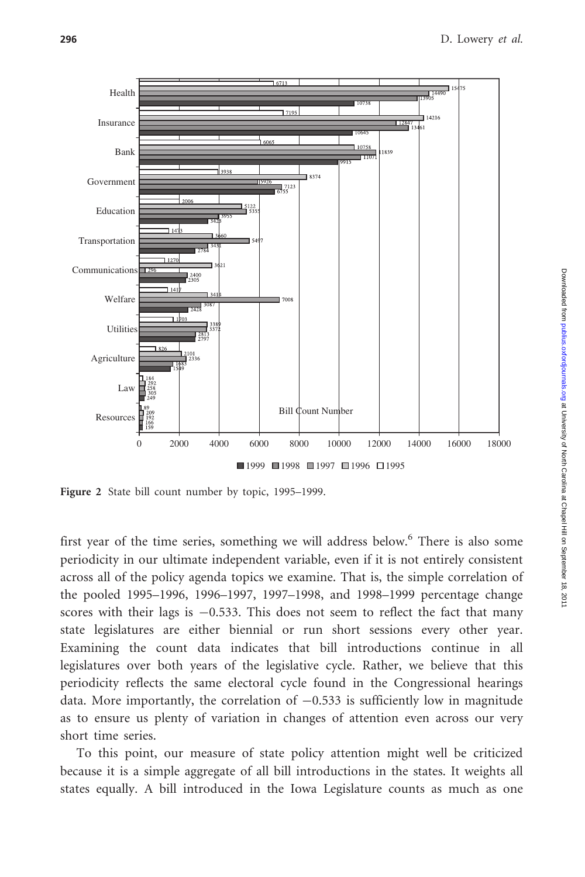Figure 2 State bill count number by topic, 1995–1999.

first year of the time series, something we will address below.[6] There is also some periodicity in our ultimate independent variable, even if it is not entirely consistent across all of the policy agenda topics we examine. That is, the simple correlation of the pooled 1995–1996, 1996–1997, 1997–1998, and 1998–1999 percentage change scores with their lags is −0.533. This does not seem to reflect the fact that many state legislatures are either biennial or run short sessions every other year. Examining the count data indicates that bill introductions continue in all legislatures over both years of the legislative cycle. Rather, we believe that this periodicity reflects the same electoral cycle found in the Congressional hearings data. More importantly, the correlation of −0.533 is sufficiently low in magnitude as to ensure us plenty of variation in changes of attention even across our very short time series.

To this point, our measure of state policy attention might well be criticized because it is a simple aggregate of all bill introductions in the states. It weights all states equally. A bill introduced in the Iowa Legislature counts as much as one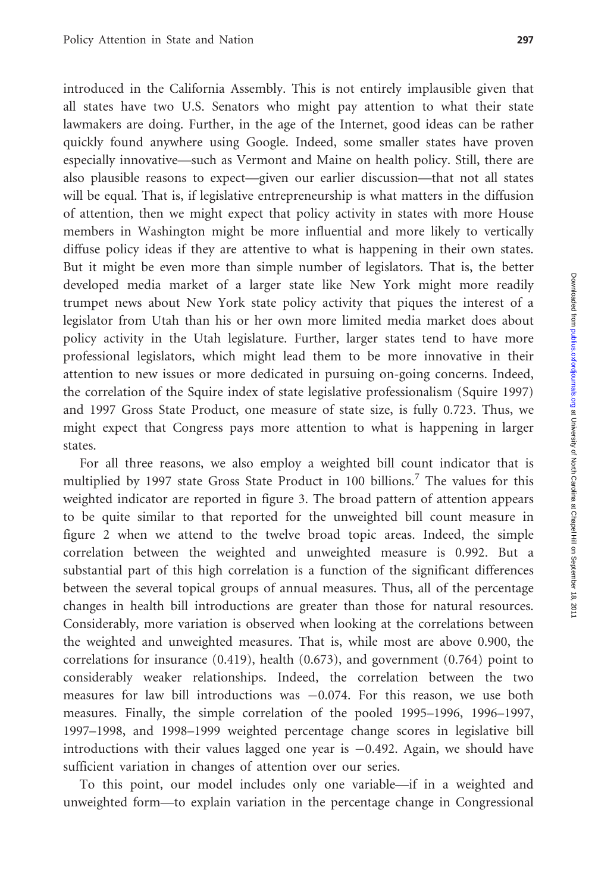introduced in the California Assembly. This is not entirely implausible given that all states have two U.S. Senators who might pay attention to what their state lawmakers are doing. Further, in the age of the Internet, good ideas can be rather quickly found anywhere using Google. Indeed, some smaller states have proven especially innovative—such as Vermont and Maine on health policy. Still, there are also plausible reasons to expect—given our earlier discussion—that not all states will be equal. That is, if legislative entrepreneurship is what matters in the diffusion of attention, then we might expect that policy activity in states with more House members in Washington might be more influential and more likely to vertically diffuse policy ideas if they are attentive to what is happening in their own states. But it might be even more than simple number of legislators. That is, the better developed media market of a larger state like New York might more readily trumpet news about New York state policy activity that piques the interest of a legislator from Utah than his or her own more limited media market does about policy activity in the Utah legislature. Further, larger states tend to have more professional legislators, which might lead them to be more innovative in their attention to new issues or more dedicated in pursuing on-going concerns. Indeed, the correlation of the Squire index of state legislative professionalism (Squire 1997) and 1997 Gross State Product, one measure of state size, is fully 0.723. Thus, we might expect that Congress pays more attention to what is happening in larger states.

For all three reasons, we also employ a weighted bill count indicator that is multiplied by 1997 state Gross State Product in 100 billions.[7] The values for this weighted indicator are reported in figure 3. The broad pattern of attention appears to be quite similar to that reported for the unweighted bill count measure in figure 2 when we attend to the twelve broad topic areas. Indeed, the simple correlation between the weighted and unweighted measure is 0.992. But a substantial part of this high correlation is a function of the significant differences between the several topical groups of annual measures. Thus, all of the percentage changes in health bill introductions are greater than those for natural resources. Considerably, more variation is observed when looking at the correlations between the weighted and unweighted measures. That is, while most are above 0.900, the correlations for insurance (0.419), health (0.673), and government (0.764) point to considerably weaker relationships. Indeed, the correlation between the two measures for law bill introductions was −0.074. For this reason, we use both measures. Finally, the simple correlation of the pooled 1995–1996, 1996–1997, 1997–1998, and 1998–1999 weighted percentage change scores in legislative bill introductions with their values lagged one year is −0.492. Again, we should have sufficient variation in changes of attention over our series.

To this point, our model includes only one variable—if in a weighted and unweighted form—to explain variation in the percentage change in Congressional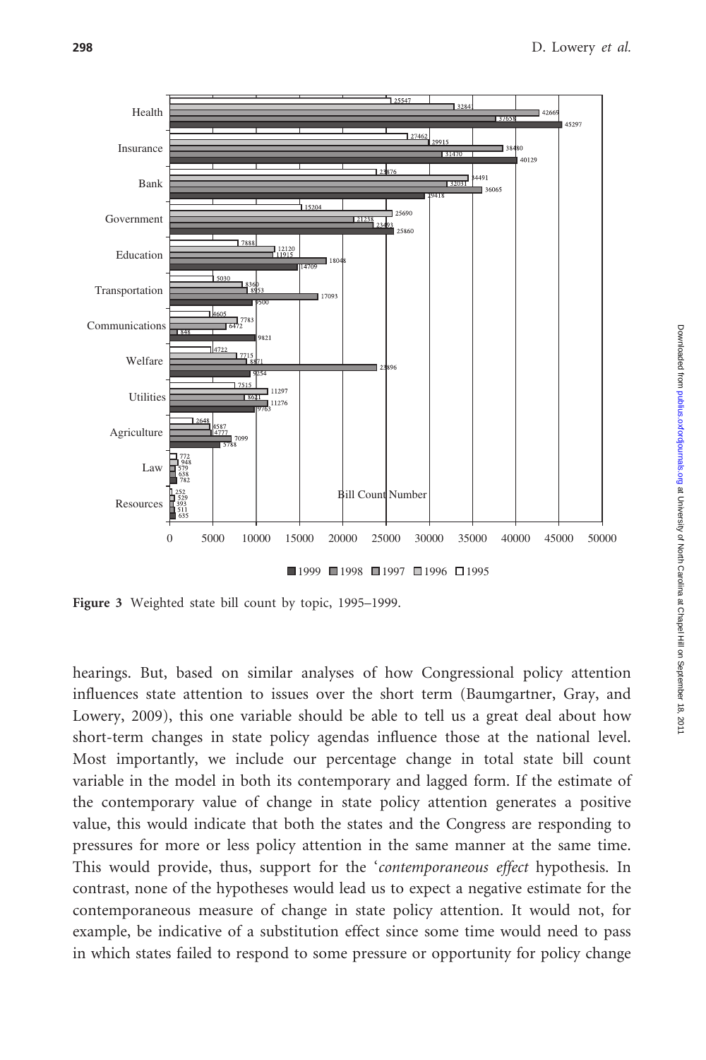Figure 3 Weighted state bill count by topic, 1995–1999.

hearings. But, based on similar analyses of how Congressional policy attention influences state attention to issues over the short term (Baumgartner, Gray, and Lowery, 2009), this one variable should be able to tell us a great deal about how short-term changes in state policy agendas influence those at the national level. Most importantly, we include our percentage change in total state bill count variable in the model in both its contemporary and lagged form. If the estimate of the contemporary value of change in state policy attention generates a positive value, this would indicate that both the states and the Congress are responding to pressures for more or less policy attention in the same manner at the same time. This would provide, thus, support for the '*contemporaneous effect* hypothesis. In contrast, none of the hypotheses would lead us to expect a negative estimate for the contemporaneous measure of change in state policy attention. It would not, for example, be indicative of a substitution effect since some time would need to pass in which states failed to respond to some pressure or opportunity for policy change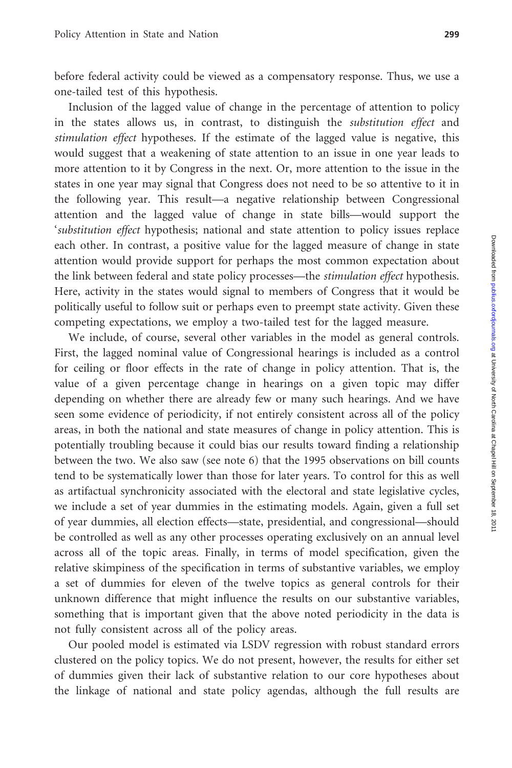before federal activity could be viewed as a compensatory response. Thus, we use a one-tailed test of this hypothesis.

Inclusion of the lagged value of change in the percentage of attention to policy in the states allows us, in contrast, to distinguish the *substitution effect* and *stimulation effect* hypotheses. If the estimate of the lagged value is negative, this would suggest that a weakening of state attention to an issue in one year leads to more attention to it by Congress in the next. Or, more attention to the issue in the states in one year may signal that Congress does not need to be so attentive to it in the following year. This result—a negative relationship between Congressional attention and the lagged value of change in state bills—would support the '*substitution effect* hypothesis; national and state attention to policy issues replace each other. In contrast, a positive value for the lagged measure of change in state attention would provide support for perhaps the most common expectation about the link between federal and state policy processes—the *stimulation effect* hypothesis. Here, activity in the states would signal to members of Congress that it would be politically useful to follow suit or perhaps even to preempt state activity. Given these competing expectations, we employ a two-tailed test for the lagged measure.

We include, of course, several other variables in the model as general controls. First, the lagged nominal value of Congressional hearings is included as a control for ceiling or floor effects in the rate of change in policy attention. That is, the value of a given percentage change in hearings on a given topic may differ depending on whether there are already few or many such hearings. And we have seen some evidence of periodicity, if not entirely consistent across all of the policy areas, in both the national and state measures of change in policy attention. This is potentially troubling because it could bias our results toward finding a relationship between the two. We also saw (see note 6) that the 1995 observations on bill counts tend to be systematically lower than those for later years. To control for this as well as artifactual synchronicity associated with the electoral and state legislative cycles, we include a set of year dummies in the estimating models. Again, given a full set of year dummies, all election effects—state, presidential, and congressional—should be controlled as well as any other processes operating exclusively on an annual level across all of the topic areas. Finally, in terms of model specification, given the relative skimpiness of the specification in terms of substantive variables, we employ a set of dummies for eleven of the twelve topics as general controls for their unknown difference that might influence the results on our substantive variables, something that is important given that the above noted periodicity in the data is not fully consistent across all of the policy areas.

Our pooled model is estimated via LSDV regression with robust standard errors clustered on the policy topics. We do not present, however, the results for either set of dummies given their lack of substantive relation to our core hypotheses about the linkage of national and state policy agendas, although the full results are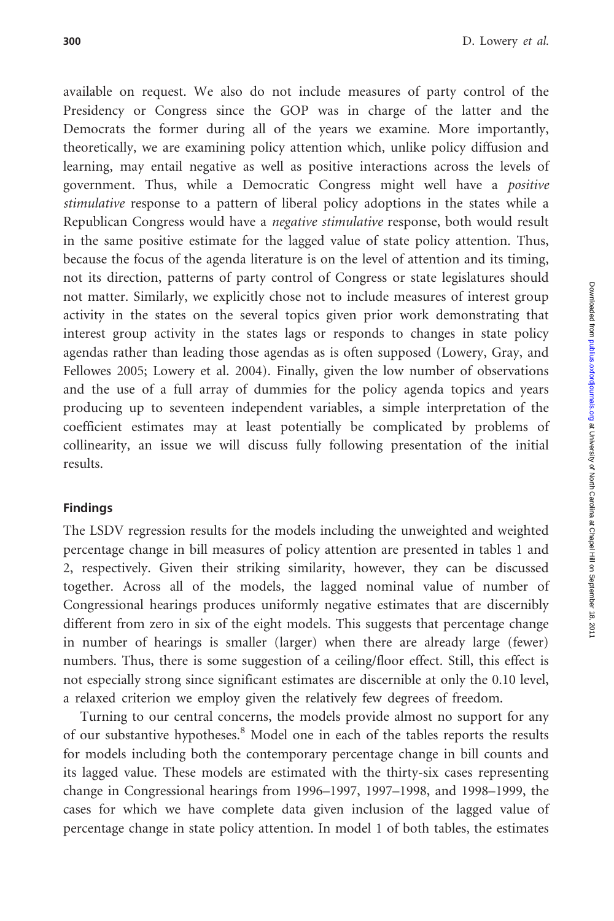available on request. We also do not include measures of party control of the Presidency or Congress since the GOP was in charge of the latter and the Democrats the former during all of the years we examine. More importantly, theoretically, we are examining policy attention which, unlike policy diffusion and learning, may entail negative as well as positive interactions across the levels of government. Thus, while a Democratic Congress might well have a *positive stimulative* response to a pattern of liberal policy adoptions in the states while a Republican Congress would have a *negative stimulative* response, both would result in the same positive estimate for the lagged value of state policy attention. Thus, because the focus of the agenda literature is on the level of attention and its timing, not its direction, patterns of party control of Congress or state legislatures should not matter. Similarly, we explicitly chose not to include measures of interest group activity in the states on the several topics given prior work demonstrating that interest group activity in the states lags or responds to changes in state policy agendas rather than leading those agendas as is often supposed (Lowery, Gray, and Fellowes 2005; Lowery et al. 2004). Finally, given the low number of observations and the use of a full array of dummies for the policy agenda topics and years producing up to seventeen independent variables, a simple interpretation of the coefficient estimates may at least potentially be complicated by problems of collinearity, an issue we will discuss fully following presentation of the initial results.

## Findings

The LSDV regression results for the models including the unweighted and weighted percentage change in bill measures of policy attention are presented in tables 1 and 2, respectively. Given their striking similarity, however, they can be discussed together. Across all of the models, the lagged nominal value of number of Congressional hearings produces uniformly negative estimates that are discernibly different from zero in six of the eight models. This suggests that percentage change in number of hearings is smaller (larger) when there are already large (fewer) numbers. Thus, there is some suggestion of a ceiling/floor effect. Still, this effect is not especially strong since significant estimates are discernible at only the 0.10 level, a relaxed criterion we employ given the relatively few degrees of freedom.

Turning to our central concerns, the models provide almost no support for any of our substantive hypotheses.[8] Model one in each of the tables reports the results for models including both the contemporary percentage change in bill counts and its lagged value. These models are estimated with the thirty-six cases representing change in Congressional hearings from 1996–1997, 1997–1998, and 1998–1999, the cases for which we have complete data given inclusion of the lagged value of percentage change in state policy attention. In model 1 of both tables, the estimates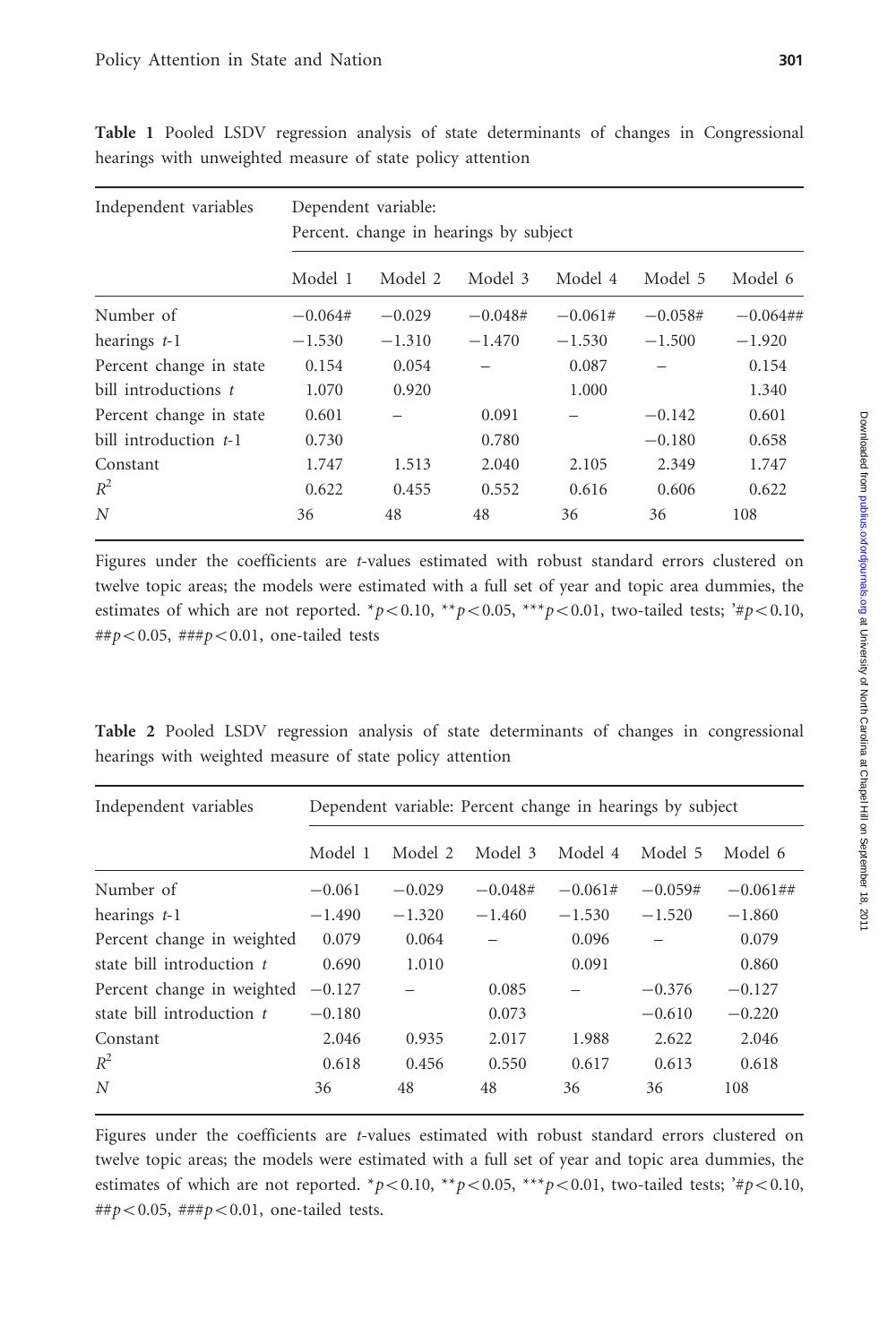**Table 1** Pooled LSDV regression analysis of state determinants of changes in Congressional hearings with unweighted measure of state policy attention

| Independent variables | Dependent variable: Percent. change in hearings by subject | | | | | |
|---|---|---|---|---|---|---|
| | Model 1 | Model 2 | Model 3 | Model 4 | Model 5 | Model 6 |
| Number of | −0.064# | −0.029 | −0.048# | −0.061# | −0.058# | −0.064## |
| hearings *t*-1 | −1.530 | −1.310 | −1.470 | −1.530 | −1.500 | −1.920 |
| Percent change in state | 0.154 | 0.054 | – | 0.087 | – | 0.154 |
| bill introductions *t* | 1.070 | 0.920 | | 1.000 | | 1.340 |
| Percent change in state | 0.601 | – | 0.091 | – | −0.142 | 0.601 |
| bill introduction *t*-1 | 0.730 | | 0.780 | | −0.180 | 0.658 |
| Constant | 1.747 | 1.513 | 2.040 | 2.105 | 2.349 | 1.747 |
| $R^2$ | 0.622 | 0.455 | 0.552 | 0.616 | 0.606 | 0.622 |
| *N* | 36 | 48 | 48 | 36 | 36 | 108 |

Figures under the coefficients are *t*-values estimated with robust standard errors clustered on twelve topic areas; the models were estimated with a full set of year and topic area dummies, the estimates of which are not reported. *$p < 0.10$, **$p < 0.05$, ***$p < 0.01$, two-tailed tests; '#$p < 0.10$, ##$p < 0.05$, ###$p < 0.01$, one-tailed tests

**Table 2** Pooled LSDV regression analysis of state determinants of changes in congressional hearings with weighted measure of state policy attention

| Independent variables | Dependent variable: Percent change in hearings by subject | | | | | |
|---|---|---|---|---|---|---|
| | Model 1 | Model 2 | Model 3 | Model 4 | Model 5 | Model 6 |
| Number of | −0.061 | −0.029 | −0.048# | −0.061# | −0.059# | −0.061## |
| hearings *t*-1 | −1.490 | −1.320 | −1.460 | −1.530 | −1.520 | −1.860 |
| Percent change in weighted | 0.079 | 0.064 | – | 0.096 | – | 0.079 |
| state bill introduction *t* | 0.690 | 1.010 | | 0.091 | | 0.860 |
| Percent change in weighted | −0.127 | – | 0.085 | – | −0.376 | −0.127 |
| state bill introduction *t* | −0.180 | | 0.073 | | −0.610 | −0.220 |
| Constant | 2.046 | 0.935 | 2.017 | 1.988 | 2.622 | 2.046 |
| $R^2$ | 0.618 | 0.456 | 0.550 | 0.617 | 0.613 | 0.618 |
| *N* | 36 | 48 | 48 | 36 | 36 | 108 |

Figures under the coefficients are *t*-values estimated with robust standard errors clustered on twelve topic areas; the models were estimated with a full set of year and topic area dummies, the estimates of which are not reported. *$p < 0.10$, **$p < 0.05$, ***$p < 0.01$, two-tailed tests; '#$p < 0.10$, ##$p < 0.05$, ###$p < 0.01$, one-tailed tests.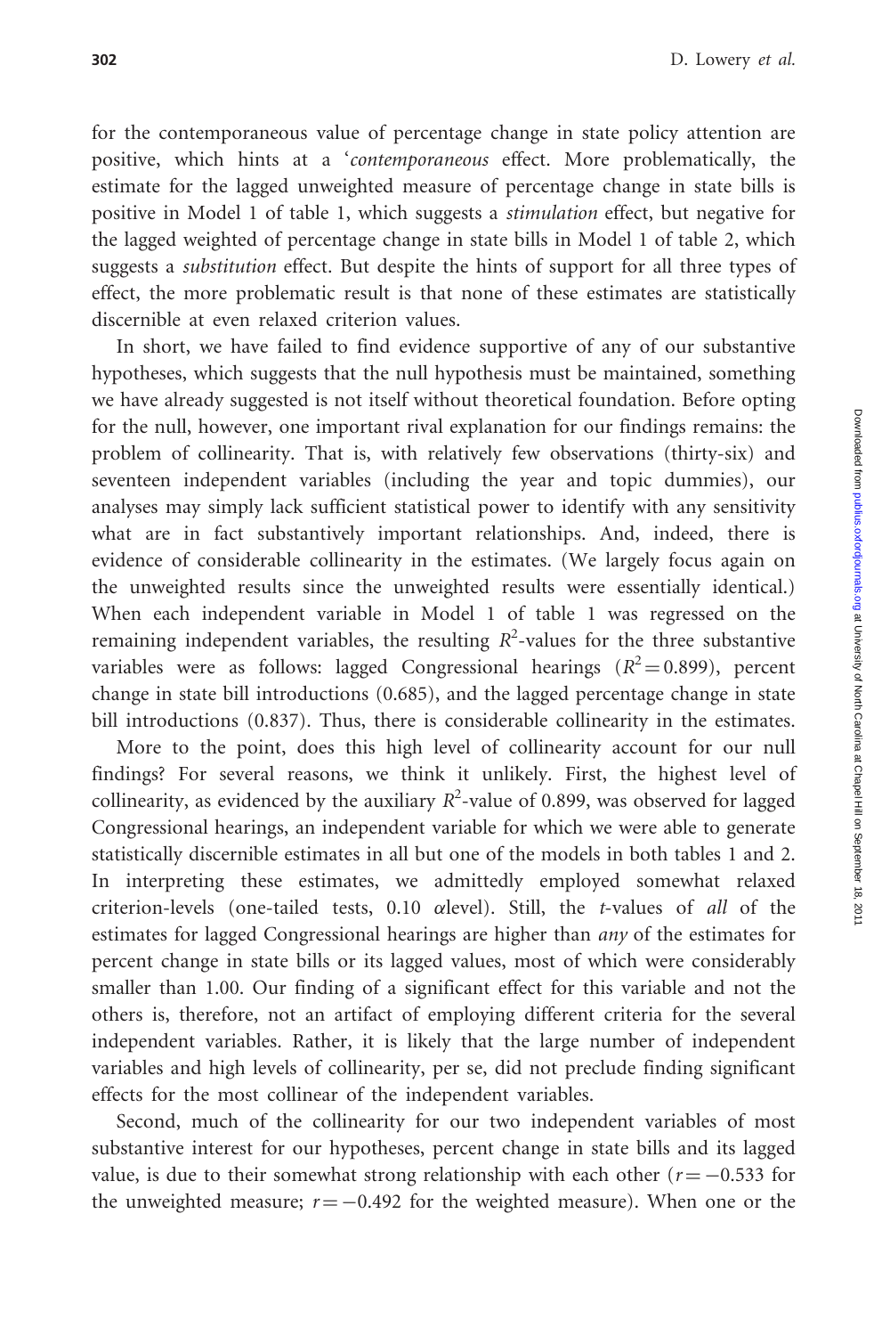for the contemporaneous value of percentage change in state policy attention are positive, which hints at a '*contemporaneous* effect. More problematically, the estimate for the lagged unweighted measure of percentage change in state bills is positive in Model 1 of table 1, which suggests a *stimulation* effect, but negative for the lagged weighted of percentage change in state bills in Model 1 of table 2, which suggests a *substitution* effect. But despite the hints of support for all three types of effect, the more problematic result is that none of these estimates are statistically discernible at even relaxed criterion values.

In short, we have failed to find evidence supportive of any of our substantive hypotheses, which suggests that the null hypothesis must be maintained, something we have already suggested is not itself without theoretical foundation. Before opting for the null, however, one important rival explanation for our findings remains: the problem of collinearity. That is, with relatively few observations (thirty-six) and seventeen independent variables (including the year and topic dummies), our analyses may simply lack sufficient statistical power to identify with any sensitivity what are in fact substantively important relationships. And, indeed, there is evidence of considerable collinearity in the estimates. (We largely focus again on the unweighted results since the unweighted results were essentially identical.) When each independent variable in Model 1 of table 1 was regressed on the remaining independent variables, the resulting $R^2$-values for the three substantive variables were as follows: lagged Congressional hearings ($R^2 = 0.899$), percent change in state bill introductions (0.685), and the lagged percentage change in state bill introductions (0.837). Thus, there is considerable collinearity in the estimates.

More to the point, does this high level of collinearity account for our null findings? For several reasons, we think it unlikely. First, the highest level of collinearity, as evidenced by the auxiliary $R^2$-value of 0.899, was observed for lagged Congressional hearings, an independent variable for which we were able to generate statistically discernible estimates in all but one of the models in both tables 1 and 2. In interpreting these estimates, we admittedly employed somewhat relaxed criterion-levels (one-tailed tests, 0.10 $\alpha$level). Still, the *t*-values of *all* of the estimates for lagged Congressional hearings are higher than *any* of the estimates for percent change in state bills or its lagged values, most of which were considerably smaller than 1.00. Our finding of a significant effect for this variable and not the others is, therefore, not an artifact of employing different criteria for the several independent variables. Rather, it is likely that the large number of independent variables and high levels of collinearity, per se, did not preclude finding significant effects for the most collinear of the independent variables.

Second, much of the collinearity for our two independent variables of most substantive interest for our hypotheses, percent change in state bills and its lagged value, is due to their somewhat strong relationship with each other ($r = -0.533$ for the unweighted measure; $r = -0.492$ for the weighted measure). When one or the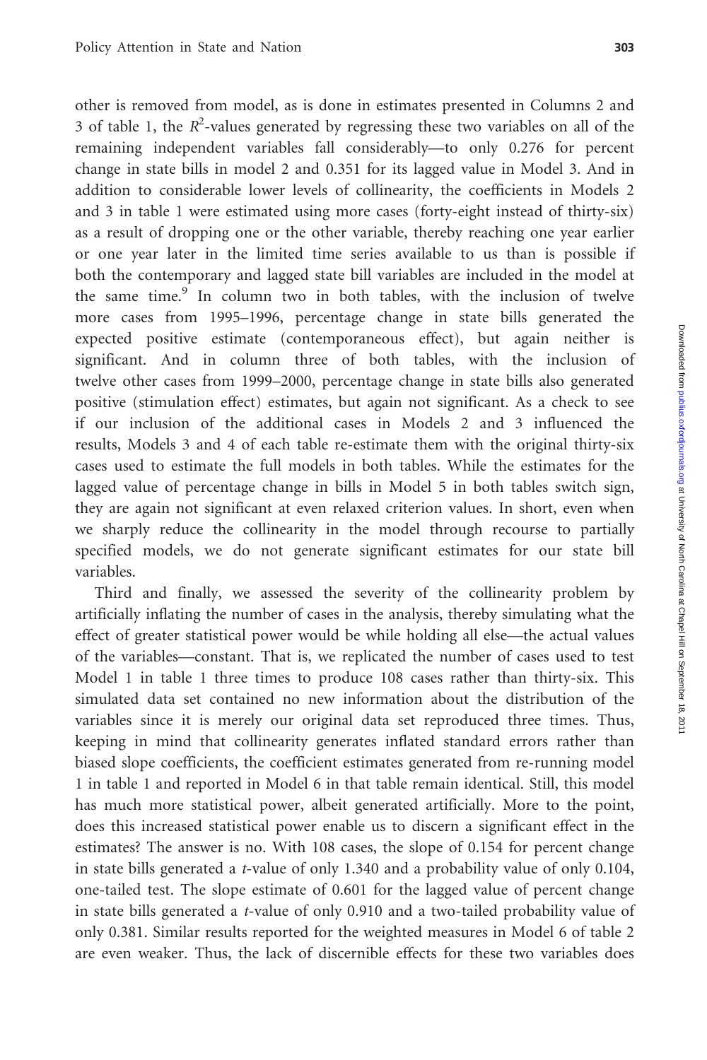other is removed from model, as is done in estimates presented in Columns 2 and 3 of table 1, the $R^2$-values generated by regressing these two variables on all of the remaining independent variables fall considerably—to only 0.276 for percent change in state bills in model 2 and 0.351 for its lagged value in Model 3. And in addition to considerable lower levels of collinearity, the coefficients in Models 2 and 3 in table 1 were estimated using more cases (forty-eight instead of thirty-six) as a result of dropping one or the other variable, thereby reaching one year earlier or one year later in the limited time series available to us than is possible if both the contemporary and lagged state bill variables are included in the model at the same time.[9] In column two in both tables, with the inclusion of twelve more cases from 1995–1996, percentage change in state bills generated the expected positive estimate (contemporaneous effect), but again neither is significant. And in column three of both tables, with the inclusion of twelve other cases from 1999–2000, percentage change in state bills also generated positive (stimulation effect) estimates, but again not significant. As a check to see if our inclusion of the additional cases in Models 2 and 3 influenced the results, Models 3 and 4 of each table re-estimate them with the original thirty-six cases used to estimate the full models in both tables. While the estimates for the lagged value of percentage change in bills in Model 5 in both tables switch sign, they are again not significant at even relaxed criterion values. In short, even when we sharply reduce the collinearity in the model through recourse to partially specified models, we do not generate significant estimates for our state bill variables.

Third and finally, we assessed the severity of the collinearity problem by artificially inflating the number of cases in the analysis, thereby simulating what the effect of greater statistical power would be while holding all else—the actual values of the variables—constant. That is, we replicated the number of cases used to test Model 1 in table 1 three times to produce 108 cases rather than thirty-six. This simulated data set contained no new information about the distribution of the variables since it is merely our original data set reproduced three times. Thus, keeping in mind that collinearity generates inflated standard errors rather than biased slope coefficients, the coefficient estimates generated from re-running model 1 in table 1 and reported in Model 6 in that table remain identical. Still, this model has much more statistical power, albeit generated artificially. More to the point, does this increased statistical power enable us to discern a significant effect in the estimates? The answer is no. With 108 cases, the slope of 0.154 for percent change in state bills generated a *t*-value of only 1.340 and a probability value of only 0.104, one-tailed test. The slope estimate of 0.601 for the lagged value of percent change in state bills generated a *t*-value of only 0.910 and a two-tailed probability value of only 0.381. Similar results reported for the weighted measures in Model 6 of table 2 are even weaker. Thus, the lack of discernible effects for these two variables does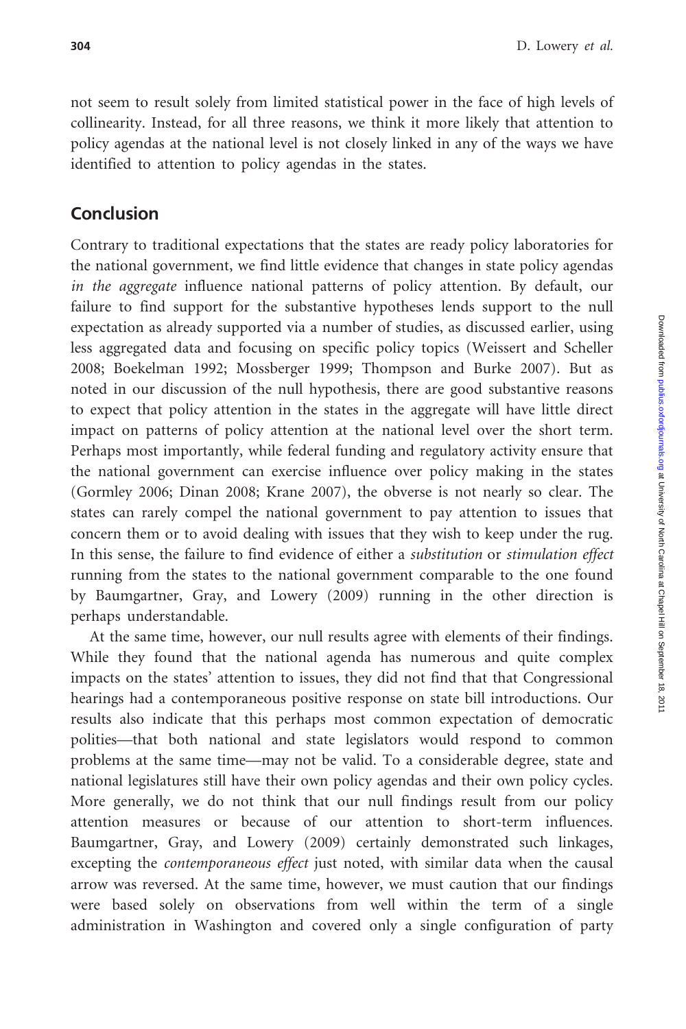not seem to result solely from limited statistical power in the face of high levels of collinearity. Instead, for all three reasons, we think it more likely that attention to policy agendas at the national level is not closely linked in any of the ways we have identified to attention to policy agendas in the states.

## Conclusion

Contrary to traditional expectations that the states are ready policy laboratories for the national government, we find little evidence that changes in state policy agendas *in the aggregate* influence national patterns of policy attention. By default, our failure to find support for the substantive hypotheses lends support to the null expectation as already supported via a number of studies, as discussed earlier, using less aggregated data and focusing on specific policy topics (Weissert and Scheller 2008; Boekelman 1992; Mossberger 1999; Thompson and Burke 2007). But as noted in our discussion of the null hypothesis, there are good substantive reasons to expect that policy attention in the states in the aggregate will have little direct impact on patterns of policy attention at the national level over the short term. Perhaps most importantly, while federal funding and regulatory activity ensure that the national government can exercise influence over policy making in the states (Gormley 2006; Dinan 2008; Krane 2007), the obverse is not nearly so clear. The states can rarely compel the national government to pay attention to issues that concern them or to avoid dealing with issues that they wish to keep under the rug. In this sense, the failure to find evidence of either a *substitution* or *stimulation effect* running from the states to the national government comparable to the one found by Baumgartner, Gray, and Lowery (2009) running in the other direction is perhaps understandable.

At the same time, however, our null results agree with elements of their findings. While they found that the national agenda has numerous and quite complex impacts on the states' attention to issues, they did not find that that Congressional hearings had a contemporaneous positive response on state bill introductions. Our results also indicate that this perhaps most common expectation of democratic polities—that both national and state legislators would respond to common problems at the same time—may not be valid. To a considerable degree, state and national legislatures still have their own policy agendas and their own policy cycles. More generally, we do not think that our null findings result from our policy attention measures or because of our attention to short-term influences. Baumgartner, Gray, and Lowery (2009) certainly demonstrated such linkages, excepting the *contemporaneous effect* just noted, with similar data when the causal arrow was reversed. At the same time, however, we must caution that our findings were based solely on observations from well within the term of a single administration in Washington and covered only a single configuration of party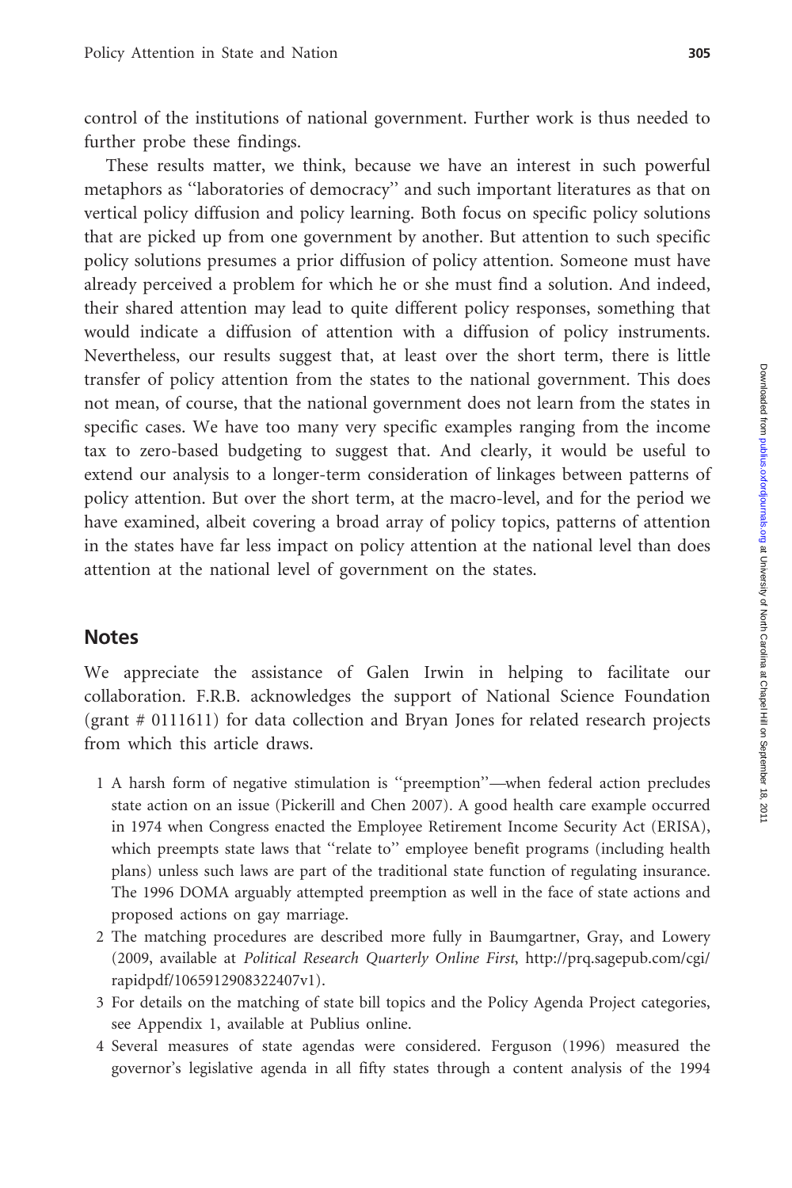control of the institutions of national government. Further work is thus needed to further probe these findings.

These results matter, we think, because we have an interest in such powerful metaphors as ''laboratories of democracy'' and such important literatures as that on vertical policy diffusion and policy learning. Both focus on specific policy solutions that are picked up from one government by another. But attention to such specific policy solutions presumes a prior diffusion of policy attention. Someone must have already perceived a problem for which he or she must find a solution. And indeed, their shared attention may lead to quite different policy responses, something that would indicate a diffusion of attention with a diffusion of policy instruments. Nevertheless, our results suggest that, at least over the short term, there is little transfer of policy attention from the states to the national government. This does not mean, of course, that the national government does not learn from the states in specific cases. We have too many very specific examples ranging from the income tax to zero-based budgeting to suggest that. And clearly, it would be useful to extend our analysis to a longer-term consideration of linkages between patterns of policy attention. But over the short term, at the macro-level, and for the period we have examined, albeit covering a broad array of policy topics, patterns of attention in the states have far less impact on policy attention at the national level than does attention at the national level of government on the states.

## Notes

We appreciate the assistance of Galen Irwin in helping to facilitate our collaboration. F.R.B. acknowledges the support of National Science Foundation (grant # 0111611) for data collection and Bryan Jones for related research projects from which this article draws.

1 A harsh form of negative stimulation is ''preemption''—when federal action precludes state action on an issue (Pickerill and Chen 2007). A good health care example occurred in 1974 when Congress enacted the Employee Retirement Income Security Act (ERISA), which preempts state laws that ''relate to'' employee benefit programs (including health plans) unless such laws are part of the traditional state function of regulating insurance. The 1996 DOMA arguably attempted preemption as well in the face of state actions and proposed actions on gay marriage.

2 The matching procedures are described more fully in Baumgartner, Gray, and Lowery (2009, available at *Political Research Quarterly Online First*, http://prq.sagepub.com/cgi/rapidpdf/1065912908322407v1).

3 For details on the matching of state bill topics and the Policy Agenda Project categories, see Appendix 1, available at Publius online.

4 Several measures of state agendas were considered. Ferguson (1996) measured the governor's legislative agenda in all fifty states through a content analysis of the 1994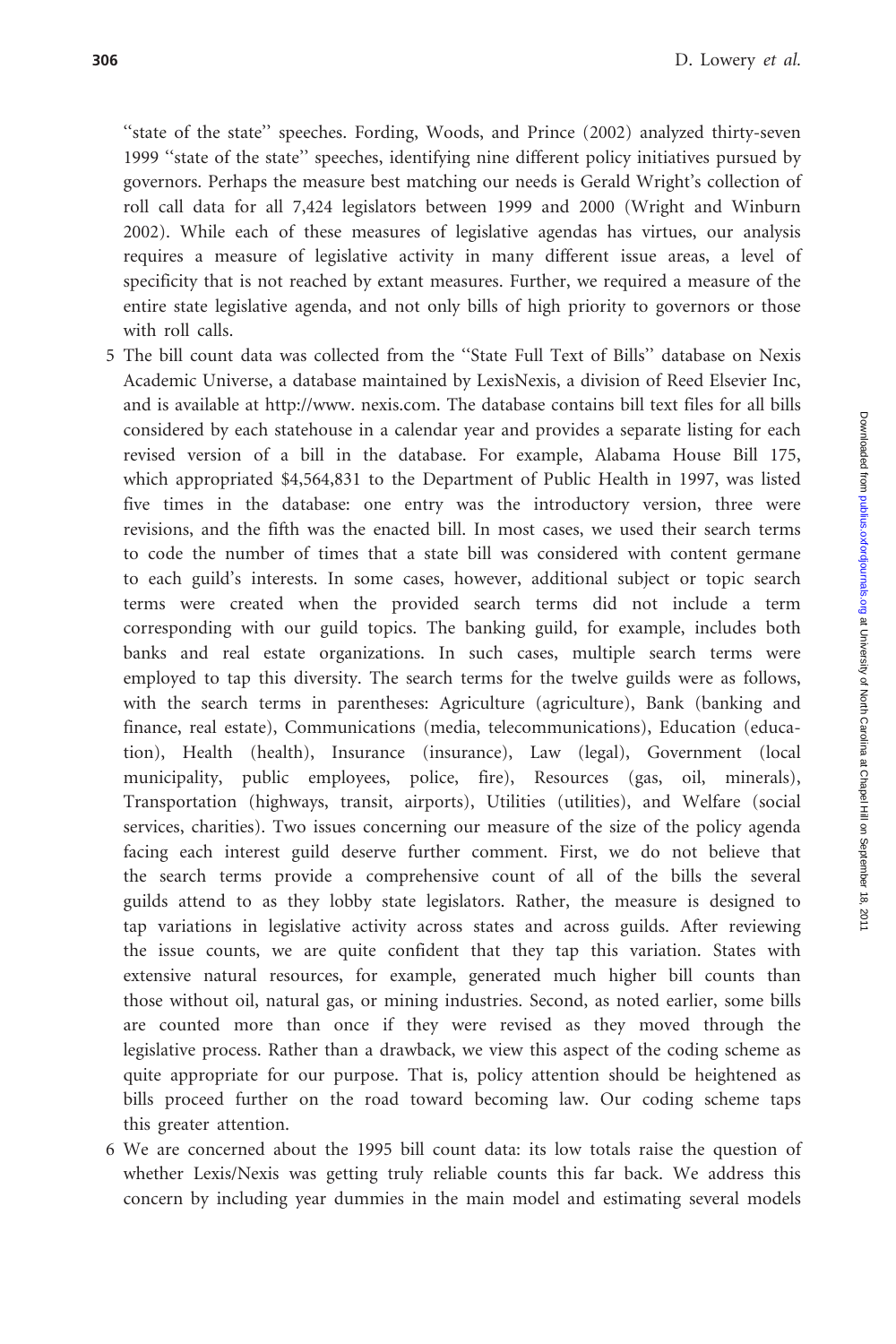"state of the state" speeches. Fording, Woods, and Prince (2002) analyzed thirty-seven 1999 "state of the state" speeches, identifying nine different policy initiatives pursued by governors. Perhaps the measure best matching our needs is Gerald Wright's collection of roll call data for all 7,424 legislators between 1999 and 2000 (Wright and Winburn 2002). While each of these measures of legislative agendas has virtues, our analysis requires a measure of legislative activity in many different issue areas, a level of specificity that is not reached by extant measures. Further, we required a measure of the entire state legislative agenda, and not only bills of high priority to governors or those with roll calls.

5 The bill count data was collected from the "State Full Text of Bills" database on Nexis Academic Universe, a database maintained by LexisNexis, a division of Reed Elsevier Inc, and is available at http://www. nexis.com. The database contains bill text files for all bills considered by each statehouse in a calendar year and provides a separate listing for each revised version of a bill in the database. For example, Alabama House Bill 175, which appropriated $4,564,831 to the Department of Public Health in 1997, was listed five times in the database: one entry was the introductory version, three were revisions, and the fifth was the enacted bill. In most cases, we used their search terms to code the number of times that a state bill was considered with content germane to each guild's interests. In some cases, however, additional subject or topic search terms were created when the provided search terms did not include a term corresponding with our guild topics. The banking guild, for example, includes both banks and real estate organizations. In such cases, multiple search terms were employed to tap this diversity. The search terms for the twelve guilds were as follows, with the search terms in parentheses: Agriculture (agriculture), Bank (banking and finance, real estate), Communications (media, telecommunications), Education (education), Health (health), Insurance (insurance), Law (legal), Government (local municipality, public employees, police, fire), Resources (gas, oil, minerals), Transportation (highways, transit, airports), Utilities (utilities), and Welfare (social services, charities). Two issues concerning our measure of the size of the policy agenda facing each interest guild deserve further comment. First, we do not believe that the search terms provide a comprehensive count of all of the bills the several guilds attend to as they lobby state legislators. Rather, the measure is designed to tap variations in legislative activity across states and across guilds. After reviewing the issue counts, we are quite confident that they tap this variation. States with extensive natural resources, for example, generated much higher bill counts than those without oil, natural gas, or mining industries. Second, as noted earlier, some bills are counted more than once if they were revised as they moved through the legislative process. Rather than a drawback, we view this aspect of the coding scheme as quite appropriate for our purpose. That is, policy attention should be heightened as bills proceed further on the road toward becoming law. Our coding scheme taps this greater attention.

6 We are concerned about the 1995 bill count data: its low totals raise the question of whether Lexis/Nexis was getting truly reliable counts this far back. We address this concern by including year dummies in the main model and estimating several models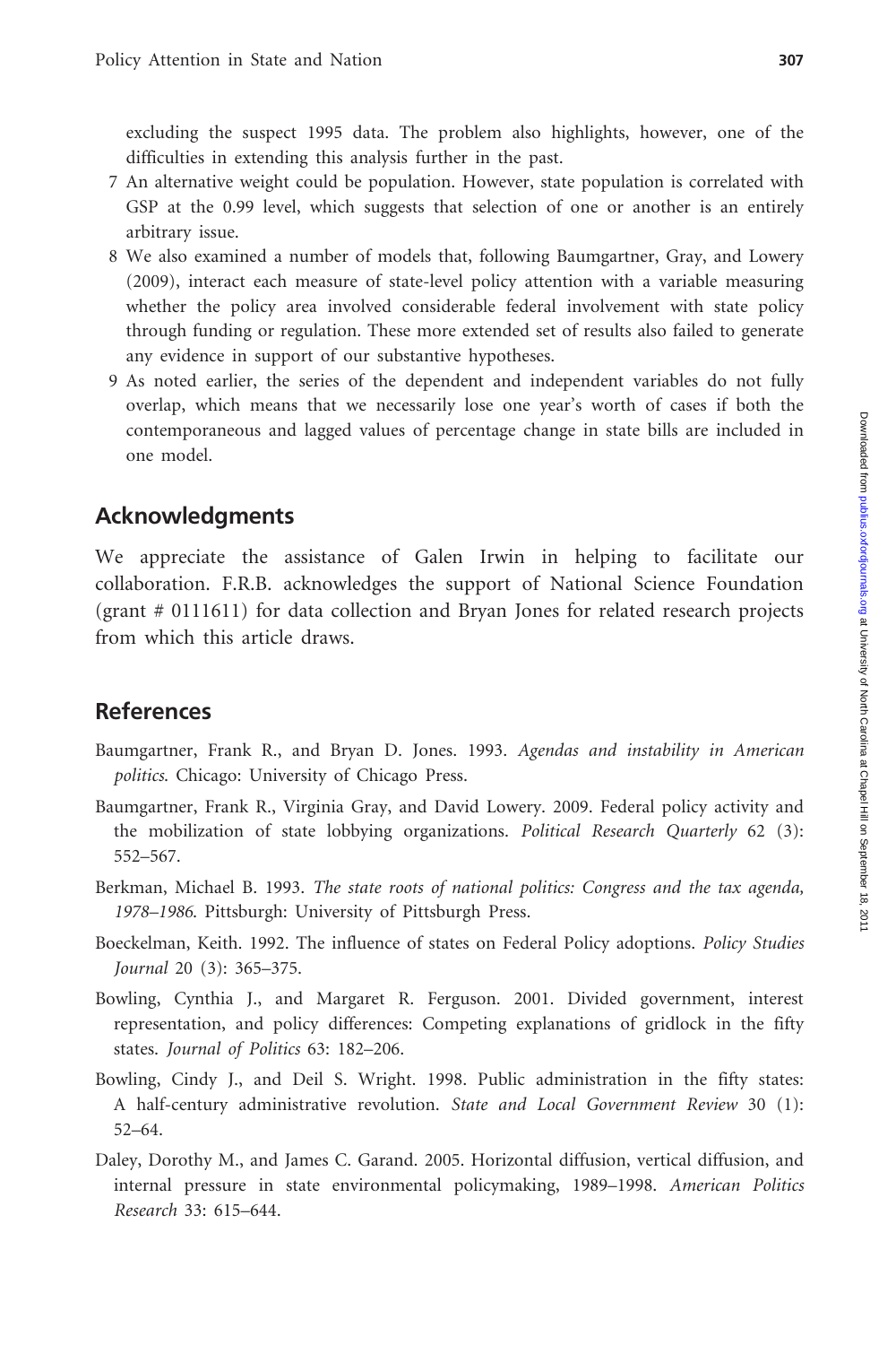excluding the suspect 1995 data. The problem also highlights, however, one of the difficulties in extending this analysis further in the past.

7 An alternative weight could be population. However, state population is correlated with GSP at the 0.99 level, which suggests that selection of one or another is an entirely arbitrary issue.

8 We also examined a number of models that, following Baumgartner, Gray, and Lowery (2009), interact each measure of state-level policy attention with a variable measuring whether the policy area involved considerable federal involvement with state policy through funding or regulation. These more extended set of results also failed to generate any evidence in support of our substantive hypotheses.

9 As noted earlier, the series of the dependent and independent variables do not fully overlap, which means that we necessarily lose one year's worth of cases if both the contemporaneous and lagged values of percentage change in state bills are included in one model.

## Acknowledgments

We appreciate the assistance of Galen Irwin in helping to facilitate our collaboration. F.R.B. acknowledges the support of National Science Foundation (grant # 0111611) for data collection and Bryan Jones for related research projects from which this article draws.

## References

Baumgartner, Frank R., and Bryan D. Jones. 1993. *Agendas and instability in American politics*. Chicago: University of Chicago Press.

Baumgartner, Frank R., Virginia Gray, and David Lowery. 2009. Federal policy activity and the mobilization of state lobbying organizations. *Political Research Quarterly* 62 (3): 552–567.

Berkman, Michael B. 1993. *The state roots of national politics: Congress and the tax agenda, 1978–1986*. Pittsburgh: University of Pittsburgh Press.

Boeckelman, Keith. 1992. The influence of states on Federal Policy adoptions. *Policy Studies Journal* 20 (3): 365–375.

Bowling, Cynthia J., and Margaret R. Ferguson. 2001. Divided government, interest representation, and policy differences: Competing explanations of gridlock in the fifty states. *Journal of Politics* 63: 182–206.

Bowling, Cindy J., and Deil S. Wright. 1998. Public administration in the fifty states: A half-century administrative revolution. *State and Local Government Review* 30 (1): 52–64.

Daley, Dorothy M., and James C. Garand. 2005. Horizontal diffusion, vertical diffusion, and internal pressure in state environmental policymaking, 1989–1998. *American Politics Research* 33: 615–644.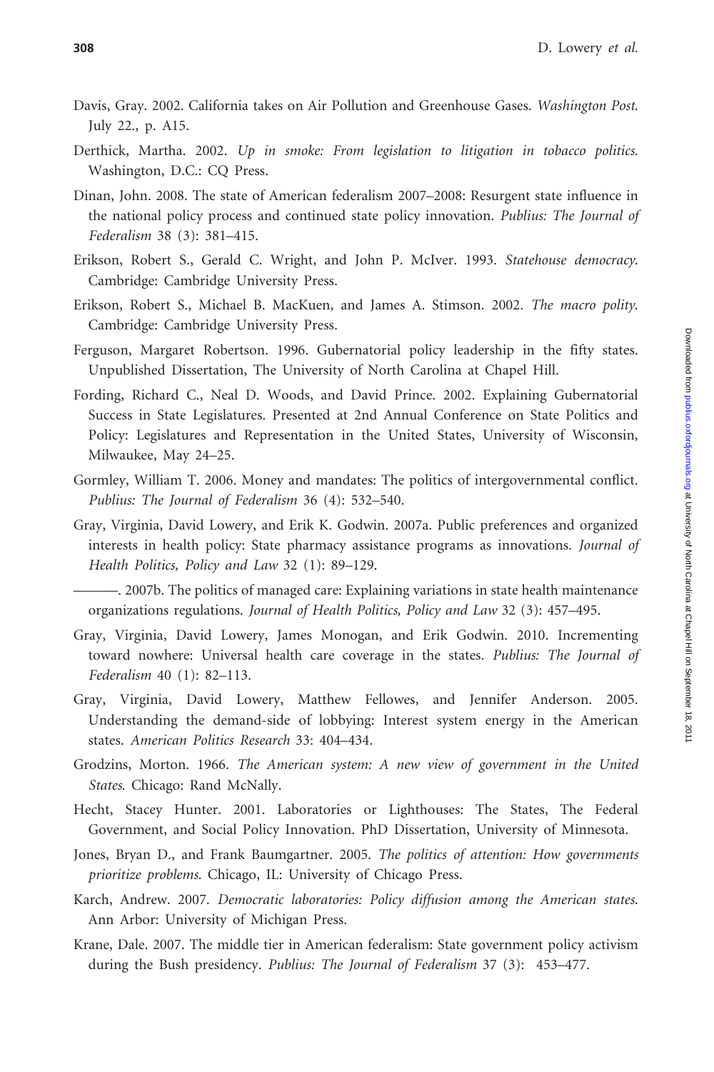Davis, Gray. 2002. California takes on Air Pollution and Greenhouse Gases. *Washington Post*. July 22., p. A15.

Derthick, Martha. 2002. *Up in smoke: From legislation to litigation in tobacco politics*. Washington, D.C.: CQ Press.

Dinan, John. 2008. The state of American federalism 2007–2008: Resurgent state influence in the national policy process and continued state policy innovation. *Publius: The Journal of Federalism* 38 (3): 381–415.

Erikson, Robert S., Gerald C. Wright, and John P. McIver. 1993. *Statehouse democracy*. Cambridge: Cambridge University Press.

Erikson, Robert S., Michael B. MacKuen, and James A. Stimson. 2002. *The macro polity*. Cambridge: Cambridge University Press.

Ferguson, Margaret Robertson. 1996. Gubernatorial policy leadership in the fifty states. Unpublished Dissertation, The University of North Carolina at Chapel Hill.

Fording, Richard C., Neal D. Woods, and David Prince. 2002. Explaining Gubernatorial Success in State Legislatures. Presented at 2nd Annual Conference on State Politics and Policy: Legislatures and Representation in the United States, University of Wisconsin, Milwaukee, May 24–25.

Gormley, William T. 2006. Money and mandates: The politics of intergovernmental conflict. *Publius: The Journal of Federalism* 36 (4): 532–540.

Gray, Virginia, David Lowery, and Erik K. Godwin. 2007a. Public preferences and organized interests in health policy: State pharmacy assistance programs as innovations. *Journal of Health Politics, Policy and Law* 32 (1): 89–129.

———. 2007b. The politics of managed care: Explaining variations in state health maintenance organizations regulations. *Journal of Health Politics, Policy and Law* 32 (3): 457–495.

Gray, Virginia, David Lowery, James Monogan, and Erik Godwin. 2010. Incrementing toward nowhere: Universal health care coverage in the states. *Publius: The Journal of Federalism* 40 (1): 82–113.

Gray, Virginia, David Lowery, Matthew Fellowes, and Jennifer Anderson. 2005. Understanding the demand-side of lobbying: Interest system energy in the American states. *American Politics Research* 33: 404–434.

Grodzins, Morton. 1966. *The American system: A new view of government in the United States*. Chicago: Rand McNally.

Hecht, Stacey Hunter. 2001. Laboratories or Lighthouses: The States, The Federal Government, and Social Policy Innovation. PhD Dissertation, University of Minnesota.

Jones, Bryan D., and Frank Baumgartner. 2005. *The politics of attention: How governments prioritize problems*. Chicago, IL: University of Chicago Press.

Karch, Andrew. 2007. *Democratic laboratories: Policy diffusion among the American states*. Ann Arbor: University of Michigan Press.

Krane, Dale. 2007. The middle tier in American federalism: State government policy activism during the Bush presidency. *Publius: The Journal of Federalism* 37 (3): 453–477.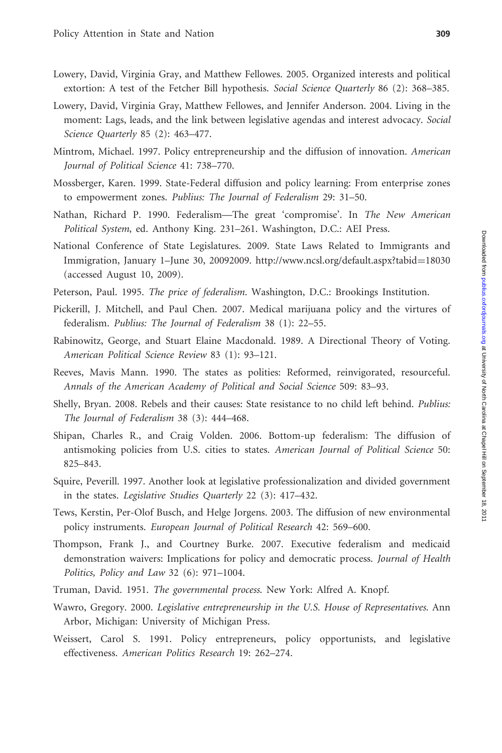Lowery, David, Virginia Gray, and Matthew Fellowes. 2005. Organized interests and political extortion: A test of the Fetcher Bill hypothesis. *Social Science Quarterly* 86 (2): 368–385.

Lowery, David, Virginia Gray, Matthew Fellowes, and Jennifer Anderson. 2004. Living in the moment: Lags, leads, and the link between legislative agendas and interest advocacy. *Social Science Quarterly* 85 (2): 463–477.

Mintrom, Michael. 1997. Policy entrepreneurship and the diffusion of innovation. *American Journal of Political Science* 41: 738–770.

Mossberger, Karen. 1999. State-Federal diffusion and policy learning: From enterprise zones to empowerment zones. *Publius: The Journal of Federalism* 29: 31–50.

Nathan, Richard P. 1990. Federalism—The great 'compromise'. In *The New American Political System*, ed. Anthony King. 231–261. Washington, D.C.: AEI Press.

National Conference of State Legislatures. 2009. State Laws Related to Immigrants and Immigration, January 1–June 30, 20092009. http://www.ncsl.org/default.aspx?tabid=18030 (accessed August 10, 2009).

Peterson, Paul. 1995. *The price of federalism*. Washington, D.C.: Brookings Institution.

Pickerill, J. Mitchell, and Paul Chen. 2007. Medical marijuana policy and the virtues of federalism. *Publius: The Journal of Federalism* 38 (1): 22–55.

Rabinowitz, George, and Stuart Elaine Macdonald. 1989. A Directional Theory of Voting. *American Political Science Review* 83 (1): 93–121.

Reeves, Mavis Mann. 1990. The states as polities: Reformed, reinvigorated, resourceful. *Annals of the American Academy of Political and Social Science* 509: 83–93.

Shelly, Bryan. 2008. Rebels and their causes: State resistance to no child left behind. *Publius: The Journal of Federalism* 38 (3): 444–468.

Shipan, Charles R., and Craig Volden. 2006. Bottom-up federalism: The diffusion of antismoking policies from U.S. cities to states. *American Journal of Political Science* 50: 825–843.

Squire, Peverill. 1997. Another look at legislative professionalization and divided government in the states. *Legislative Studies Quarterly* 22 (3): 417–432.

Tews, Kerstin, Per-Olof Busch, and Helge Jorgens. 2003. The diffusion of new environmental policy instruments. *European Journal of Political Research* 42: 569–600.

Thompson, Frank J., and Courtney Burke. 2007. Executive federalism and medicaid demonstration waivers: Implications for policy and democratic process. *Journal of Health Politics, Policy and Law* 32 (6): 971–1004.

Truman, David. 1951. *The governmental process*. New York: Alfred A. Knopf.

Wawro, Gregory. 2000. *Legislative entrepreneurship in the U.S. House of Representatives*. Ann Arbor, Michigan: University of Michigan Press.

Weissert, Carol S. 1991. Policy entrepreneurs, policy opportunists, and legislative effectiveness. *American Politics Research* 19: 262–274.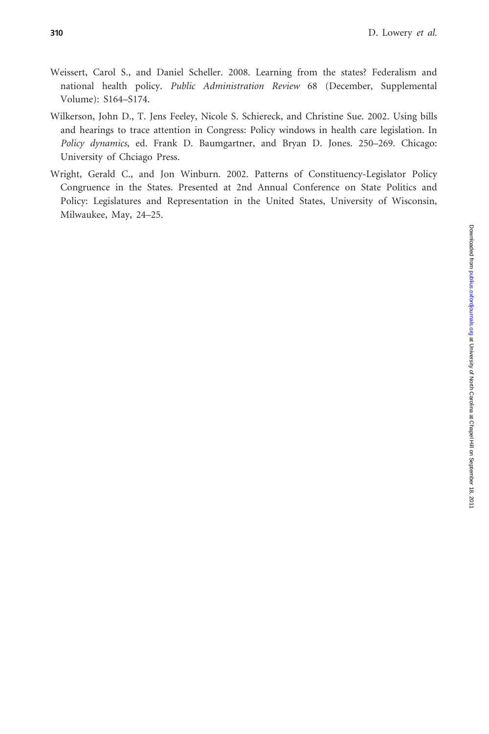Weissert, Carol S., and Daniel Scheller. 2008. Learning from the states? Federalism and national health policy. *Public Administration Review* 68 (December, Supplemental Volume): S164–S174.

Wilkerson, John D., T. Jens Feeley, Nicole S. Schiereck, and Christine Sue. 2002. Using bills and hearings to trace attention in Congress: Policy windows in health care legislation. In *Policy dynamics*, ed. Frank D. Baumgartner, and Bryan D. Jones. 250–269. Chicago: University of Chciago Press.

Wright, Gerald C., and Jon Winburn. 2002. Patterns of Constituency-Legislator Policy Congruence in the States. Presented at 2nd Annual Conference on State Politics and Policy: Legislatures and Representation in the United States, University of Wisconsin, Milwaukee, May, 24–25.